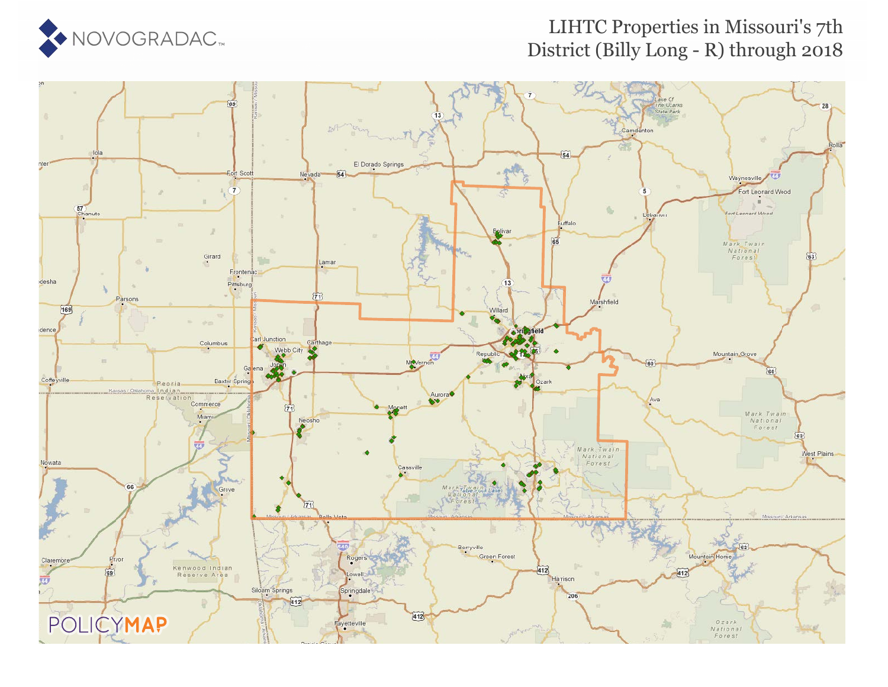# LIHTC Properties in Missouri's 7th District (Billy Long - R) through 2018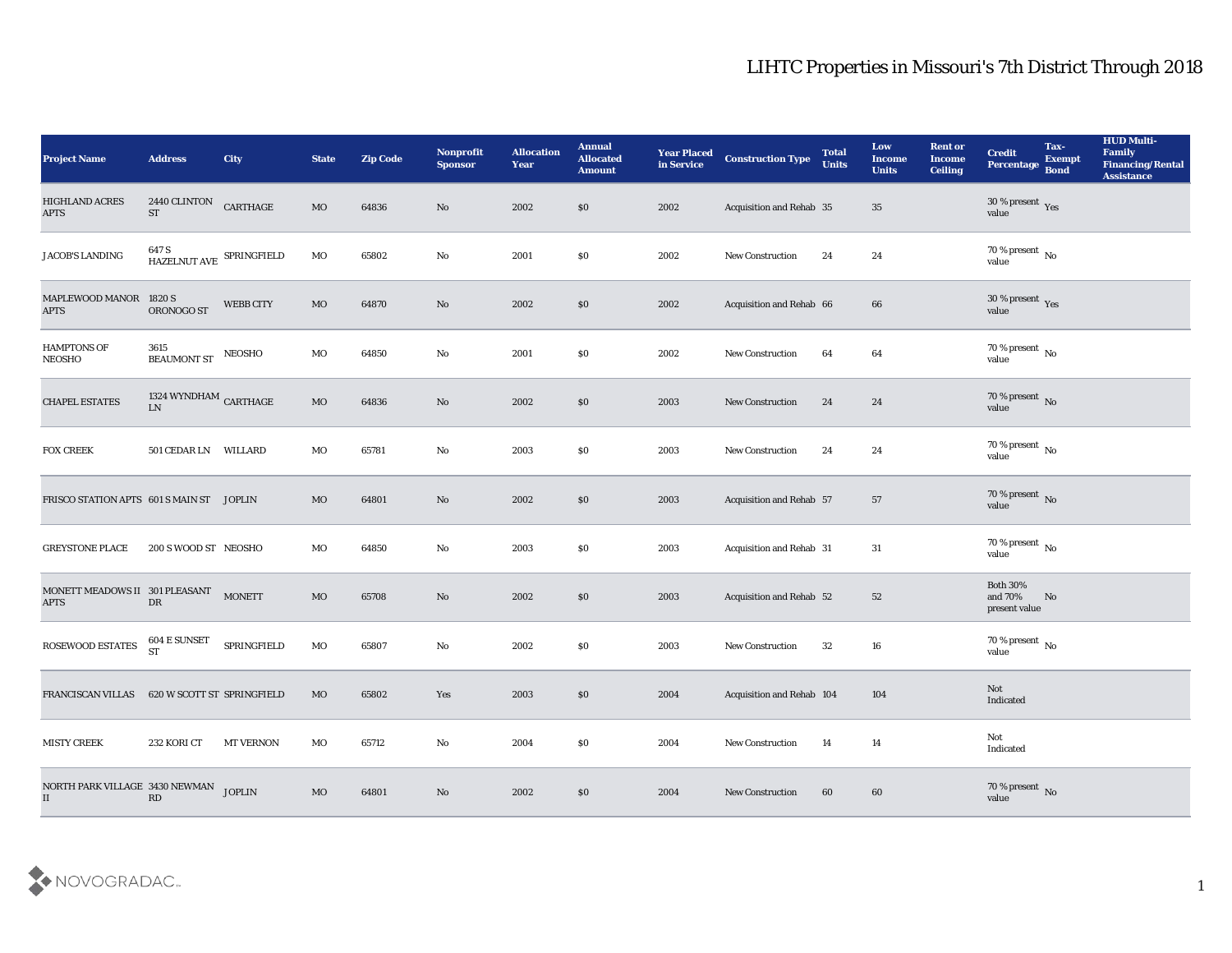# LIHTC Properties in Missouri's 7th District Through 2018

| Project Name | Address | City | State | Zip Code | Nonprofit Sponsor | Allocation Year | Annual Allocated Amount | Year Placed in Service | Construction Type | Total Units | Low Income Units | Rent or Income Ceiling | Credit Percentage | Tax-Exempt Bond | HUD Multi-Family Financing/Rental Assistance |
|---|---|---|---|---|---|---|---|---|---|---|---|---|---|---|---|
| HIGHLAND ACRES APTS | 2440 CLINTON ST | CARTHAGE | MO | 64836 | No | 2002 | $0 | 2002 | Acquisition and Rehab | 35 | 35 | | 30 % present value | Yes | |
| JACOB'S LANDING | 647 S HAZELNUT AVE | SPRINGFIELD | MO | 65802 | No | 2001 | $0 | 2002 | New Construction | 24 | 24 | | 70 % present value | No | |
| MAPLEWOOD MANOR APTS | 1820 S ORONOGO ST | WEBB CITY | MO | 64870 | No | 2002 | $0 | 2002 | Acquisition and Rehab | 66 | 66 | | 30 % present value | Yes | |
| HAMPTONS OF NEOSHO | 3615 BEAUMONT ST | NEOSHO | MO | 64850 | No | 2001 | $0 | 2002 | New Construction | 64 | 64 | | 70 % present value | No | |
| CHAPEL ESTATES | 1324 WYNDHAM LN | CARTHAGE | MO | 64836 | No | 2002 | $0 | 2003 | New Construction | 24 | 24 | | 70 % present value | No | |
| FOX CREEK | 501 CEDAR LN | WILLARD | MO | 65781 | No | 2003 | $0 | 2003 | New Construction | 24 | 24 | | 70 % present value | No | |
| FRISCO STATION APTS | 601 S MAIN ST | JOPLIN | MO | 64801 | No | 2002 | $0 | 2003 | Acquisition and Rehab | 57 | 57 | | 70 % present value | No | |
| GREYSTONE PLACE | 200 S WOOD ST | NEOSHO | MO | 64850 | No | 2003 | $0 | 2003 | Acquisition and Rehab | 31 | 31 | | 70 % present value | No | |
| MONETT MEADOWS II APTS | 301 PLEASANT DR | MONETT | MO | 65708 | No | 2002 | $0 | 2003 | Acquisition and Rehab | 52 | 52 | | Both 30% and 70% present value | No | |
| ROSEWOOD ESTATES | 604 E SUNSET ST | SPRINGFIELD | MO | 65807 | No | 2002 | $0 | 2003 | New Construction | 32 | 16 | | 70 % present value | No | |
| FRANCISCAN VILLAS | 620 W SCOTT ST | SPRINGFIELD | MO | 65802 | Yes | 2003 | $0 | 2004 | Acquisition and Rehab | 104 | 104 | | Not Indicated | | |
| MISTY CREEK | 232 KORI CT | MT VERNON | MO | 65712 | No | 2004 | $0 | 2004 | New Construction | 14 | 14 | | Not Indicated | | |
| NORTH PARK VILLAGE II | 3430 NEWMAN RD | JOPLIN | MO | 64801 | No | 2002 | $0 | 2004 | New Construction | 60 | 60 | | 70 % present value | No | |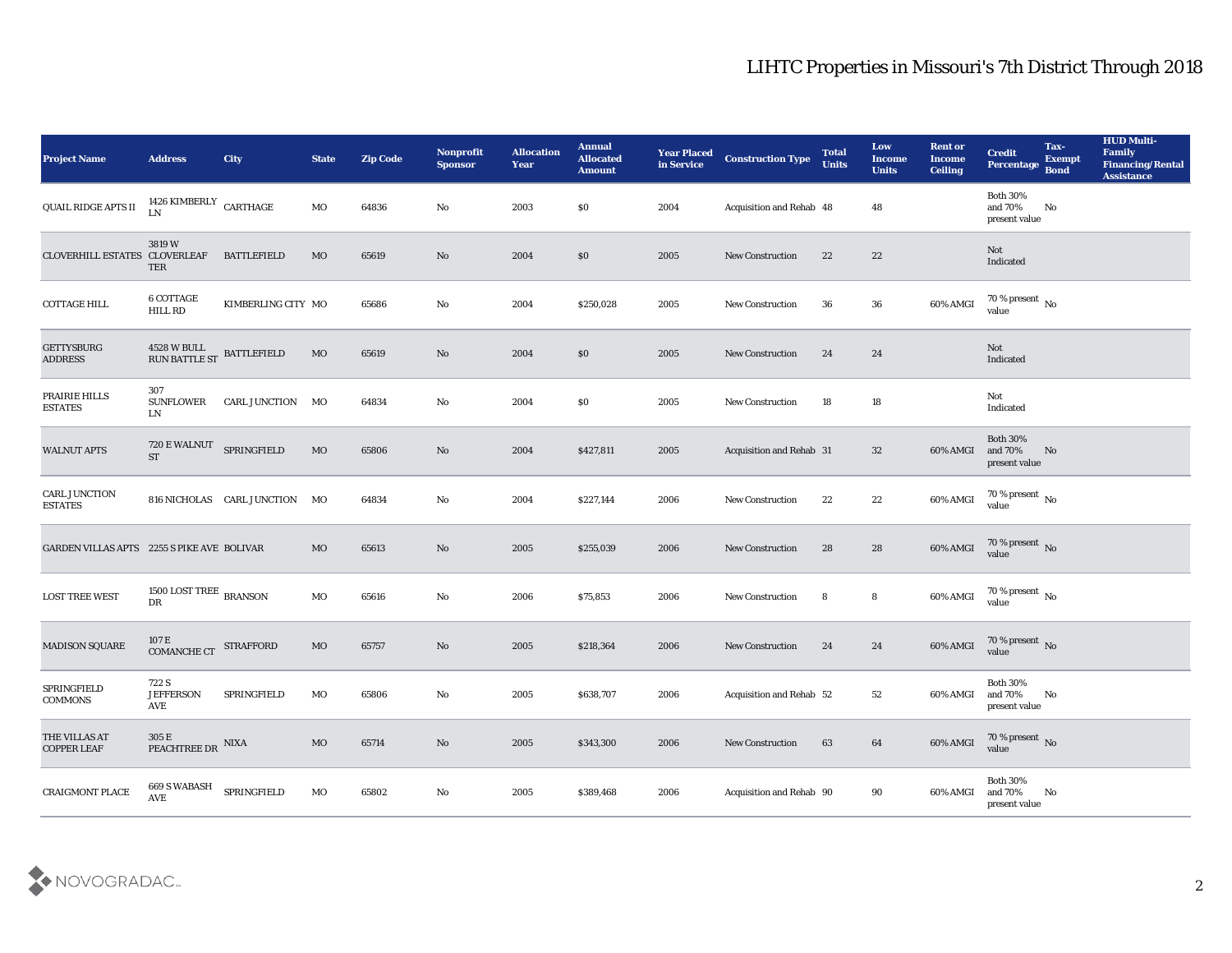# LIHTC Properties in Missouri's 7th District Through 2018

| Project Name | Address | City | State | Zip Code | Nonprofit Sponsor | Allocation Year | Annual Allocated Amount | Year Placed in Service | Construction Type | Total Units | Low Income Units | Rent or Income Ceiling | Credit Percentage | Tax-Exempt Bond | HUD Multi-Family Financing/Rental Assistance |
|---|---|---|---|---|---|---|---|---|---|---|---|---|---|---|---|
| QUAIL RIDGE APTS II | 1426 KIMBERLY LN | CARTHAGE | MO | 64836 | No | 2003 | $0 | 2004 | Acquisition and Rehab | 48 | 48 | | Both 30% and 70% present value | No | |
| CLOVERHILL ESTATES | 3819 W CLOVERLEAF TER | BATTLEFIELD | MO | 65619 | No | 2004 | $0 | 2005 | New Construction | 22 | 22 | | Not Indicated | | |
| COTTAGE HILL | 6 COTTAGE HILL RD | KIMBERLING CITY | MO | 65686 | No | 2004 | $250,028 | 2005 | New Construction | 36 | 36 | 60% AMGI | 70 % present value | No | |
| GETTYSBURG ADDRESS | 4528 W BULL RUN BATTLE ST | BATTLEFIELD | MO | 65619 | No | 2004 | $0 | 2005 | New Construction | 24 | 24 | | Not Indicated | | |
| PRAIRIE HILLS ESTATES | 307 SUNFLOWER LN | CARL JUNCTION | MO | 64834 | No | 2004 | $0 | 2005 | New Construction | 18 | 18 | | Not Indicated | | |
| WALNUT APTS | 720 E WALNUT ST | SPRINGFIELD | MO | 65806 | No | 2004 | $427,811 | 2005 | Acquisition and Rehab | 31 | 32 | 60% AMGI | Both 30% and 70% present value | No | |
| CARL JUNCTION ESTATES | 816 NICHOLAS | CARL JUNCTION | MO | 64834 | No | 2004 | $227,144 | 2006 | New Construction | 22 | 22 | 60% AMGI | 70 % present value | No | |
| GARDEN VILLAS APTS | 2255 S PIKE AVE | BOLIVAR | MO | 65613 | No | 2005 | $255,039 | 2006 | New Construction | 28 | 28 | 60% AMGI | 70 % present value | No | |
| LOST TREE WEST | 1500 LOST TREE DR | BRANSON | MO | 65616 | No | 2006 | $75,853 | 2006 | New Construction | 8 | 8 | 60% AMGI | 70 % present value | No | |
| MADISON SQUARE | 107 E COMANCHE CT | STRAFFORD | MO | 65757 | No | 2005 | $218,364 | 2006 | New Construction | 24 | 24 | 60% AMGI | 70 % present value | No | |
| SPRINGFIELD COMMONS | 722 S JEFFERSON AVE | SPRINGFIELD | MO | 65806 | No | 2005 | $638,707 | 2006 | Acquisition and Rehab | 52 | 52 | 60% AMGI | Both 30% and 70% present value | No | |
| THE VILLAS AT COPPER LEAF | 305 E PEACHTREE DR | NIXA | MO | 65714 | No | 2005 | $343,300 | 2006 | New Construction | 63 | 64 | 60% AMGI | 70 % present value | No | |
| CRAIGMONT PLACE | 669 S WABASH AVE | SPRINGFIELD | MO | 65802 | No | 2005 | $389,468 | 2006 | Acquisition and Rehab | 90 | 90 | 60% AMGI | Both 30% and 70% present value | No | |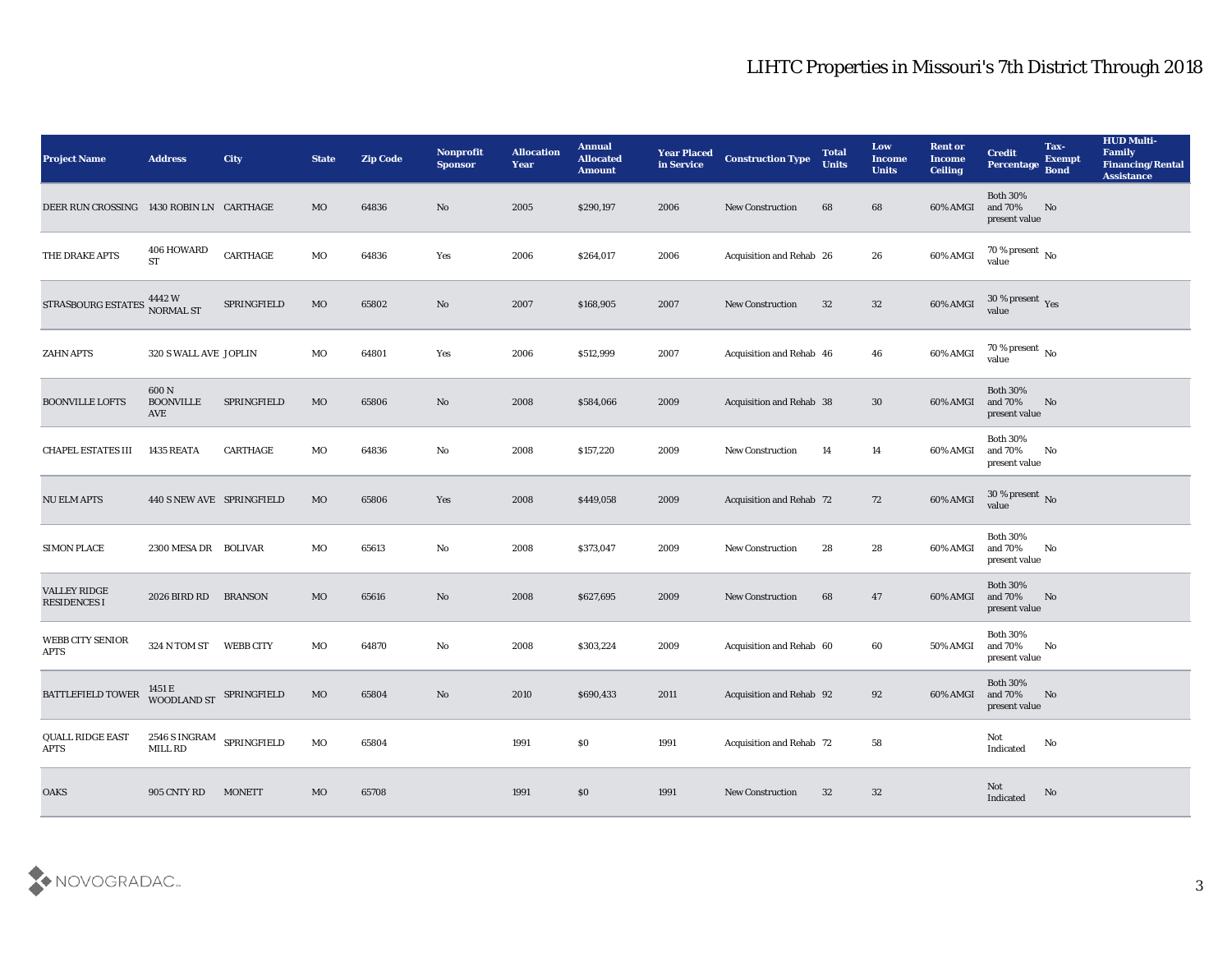# LIHTC Properties in Missouri's 7th District Through 2018

| Project Name | Address | City | State | Zip Code | Nonprofit Sponsor | Allocation Year | Annual Allocated Amount | Year Placed in Service | Construction Type | Total Units | Low Income Units | Rent or Income Ceiling | Credit Percentage | Tax-Exempt Bond | HUD Multi-Family Financing/Rental Assistance |
|---|---|---|---|---|---|---|---|---|---|---|---|---|---|---|---|
| DEER RUN CROSSING | 1430 ROBIN LN | CARTHAGE | MO | 64836 | No | 2005 | $290,197 | 2006 | New Construction | 68 | 68 | 60% AMGI | Both 30% and 70% present value | No | |
| THE DRAKE APTS | 406 HOWARD ST | CARTHAGE | MO | 64836 | Yes | 2006 | $264,017 | 2006 | Acquisition and Rehab | 26 | 26 | 60% AMGI | 70 % present value | No | |
| STRASBOURG ESTATES | 4442 W NORMAL ST | SPRINGFIELD | MO | 65802 | No | 2007 | $168,905 | 2007 | New Construction | 32 | 32 | 60% AMGI | 30 % present value | Yes | |
| ZAHN APTS | 320 S WALL AVE | JOPLIN | MO | 64801 | Yes | 2006 | $512,999 | 2007 | Acquisition and Rehab | 46 | 46 | 60% AMGI | 70 % present value | No | |
| BOONVILLE LOFTS | 600 N BOONVILLE AVE | SPRINGFIELD | MO | 65806 | No | 2008 | $584,066 | 2009 | Acquisition and Rehab | 38 | 30 | 60% AMGI | Both 30% and 70% present value | No | |
| CHAPEL ESTATES III | 1435 REATA | CARTHAGE | MO | 64836 | No | 2008 | $157,220 | 2009 | New Construction | 14 | 14 | 60% AMGI | Both 30% and 70% present value | No | |
| NU ELM APTS | 440 S NEW AVE | SPRINGFIELD | MO | 65806 | Yes | 2008 | $449,058 | 2009 | Acquisition and Rehab | 72 | 72 | 60% AMGI | 30 % present value | No | |
| SIMON PLACE | 2300 MESA DR | BOLIVAR | MO | 65613 | No | 2008 | $373,047 | 2009 | New Construction | 28 | 28 | 60% AMGI | Both 30% and 70% present value | No | |
| VALLEY RIDGE RESIDENCES I | 2026 BIRD RD | BRANSON | MO | 65616 | No | 2008 | $627,695 | 2009 | New Construction | 68 | 47 | 60% AMGI | Both 30% and 70% present value | No | |
| WEBB CITY SENIOR APTS | 324 N TOM ST | WEBB CITY | MO | 64870 | No | 2008 | $303,224 | 2009 | Acquisition and Rehab | 60 | 60 | 50% AMGI | Both 30% and 70% present value | No | |
| BATTLEFIELD TOWER | 1451 E WOODLAND ST | SPRINGFIELD | MO | 65804 | No | 2010 | $690,433 | 2011 | Acquisition and Rehab | 92 | 92 | 60% AMGI | Both 30% and 70% present value | No | |
| QUALL RIDGE EAST APTS | 2546 S INGRAM MILL RD | SPRINGFIELD | MO | 65804 | | 1991 | $0 | 1991 | Acquisition and Rehab | 72 | 58 | | Not Indicated | No | |
| OAKS | 905 CNTY RD | MONETT | MO | 65708 | | 1991 | $0 | 1991 | New Construction | 32 | 32 | | Not Indicated | No | |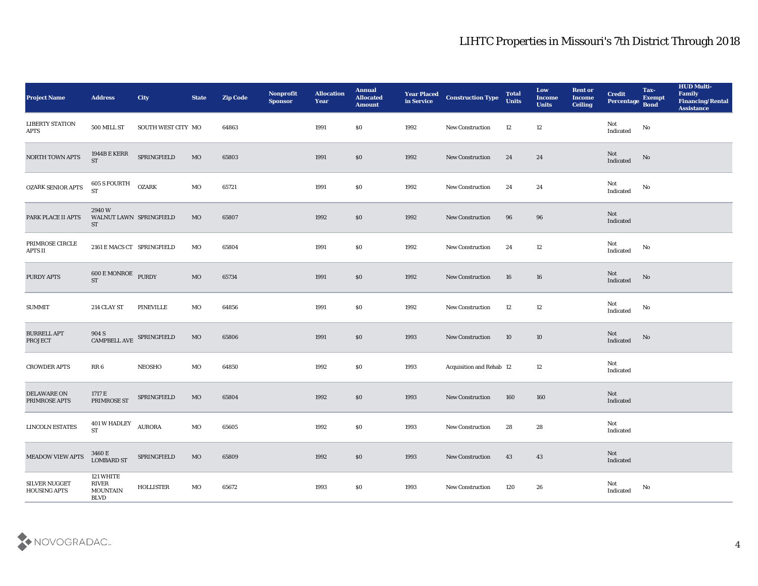# LIHTC Properties in Missouri's 7th District Through 2018

| Project Name | Address | City | State | Zip Code | Nonprofit Sponsor | Allocation Year | Annual Allocated Amount | Year Placed in Service | Construction Type | Total Units | Low Income Units | Rent or Income Ceiling | Credit Percentage | Tax-Exempt Bond | HUD Multi-Family Financing/Rental Assistance |
|---|---|---|---|---|---|---|---|---|---|---|---|---|---|---|---|
| LIBERTY STATION APTS | 500 MILL ST | SOUTH WEST CITY | MO | 64863 | | 1991 | $0 | 1992 | New Construction | 12 | 12 | | Not Indicated | No | |
| NORTH TOWN APTS | 1944B E KERR ST | SPRINGFIELD | MO | 65803 | | 1991 | $0 | 1992 | New Construction | 24 | 24 | | Not Indicated | No | |
| OZARK SENIOR APTS | 605 S FOURTH ST | OZARK | MO | 65721 | | 1991 | $0 | 1992 | New Construction | 24 | 24 | | Not Indicated | No | |
| PARK PLACE II APTS | 2940 W WALNUT LAWN ST | SPRINGFIELD | MO | 65807 | | 1992 | $0 | 1992 | New Construction | 96 | 96 | | Not Indicated | | |
| PRIMROSE CIRCLE APTS II | 2161 E MACS CT | SPRINGFIELD | MO | 65804 | | 1991 | $0 | 1992 | New Construction | 24 | 12 | | Not Indicated | No | |
| PURDY APTS | 600 E MONROE ST | PURDY | MO | 65734 | | 1991 | $0 | 1992 | New Construction | 16 | 16 | | Not Indicated | No | |
| SUMMIT | 214 CLAY ST | PINEVILLE | MO | 64856 | | 1991 | $0 | 1992 | New Construction | 12 | 12 | | Not Indicated | No | |
| BURRELL APT PROJECT | 904 S CAMPBELL AVE | SPRINGFIELD | MO | 65806 | | 1991 | $0 | 1993 | New Construction | 10 | 10 | | Not Indicated | No | |
| CROWDER APTS | RR 6 | NEOSHO | MO | 64850 | | 1992 | $0 | 1993 | Acquisition and Rehab | 12 | 12 | | Not Indicated | | |
| DELAWARE ON PRIMROSE APTS | 1717 E PRIMROSE ST | SPRINGFIELD | MO | 65804 | | 1992 | $0 | 1993 | New Construction | 160 | 160 | | Not Indicated | | |
| LINCOLN ESTATES | 401 W HADLEY ST | AURORA | MO | 65605 | | 1992 | $0 | 1993 | New Construction | 28 | 28 | | Not Indicated | | |
| MEADOW VIEW APTS | 3460 E LOMBARD ST | SPRINGFIELD | MO | 65809 | | 1992 | $0 | 1993 | New Construction | 43 | 43 | | Not Indicated | | |
| SILVER NUGGET HOUSING APTS | 121 WHITE RIVER MOUNTAIN BLVD | HOLLISTER | MO | 65672 | | 1993 | $0 | 1993 | New Construction | 120 | 26 | | Not Indicated | No | |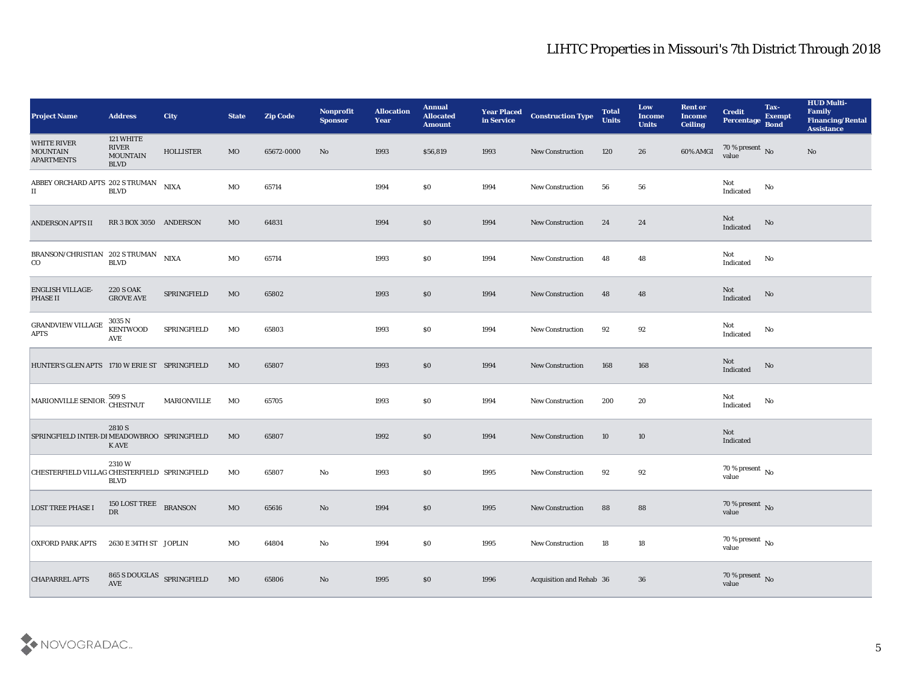# LIHTC Properties in Missouri's 7th District Through 2018

| Project Name | Address | City | State | Zip Code | Nonprofit Sponsor | Allocation Year | Annual Allocated Amount | Year Placed in Service | Construction Type | Total Units | Low Income Units | Rent or Income Ceiling | Credit Percentage | Tax-Exempt Bond | HUD Multi-Family Financing/Rental Assistance |
|---|---|---|---|---|---|---|---|---|---|---|---|---|---|---|---|
| WHITE RIVER MOUNTAIN APARTMENTS | 121 WHITE RIVER MOUNTAIN BLVD | HOLLISTER | MO | 65672-0000 | No | 1993 | $56,819 | 1993 | New Construction | 120 | 26 | 60% AMGI | 70 % present value | No | No |
| ABBEY ORCHARD APTS II | 202 S TRUMAN BLVD | NIXA | MO | 65714 | | 1994 | $0 | 1994 | New Construction | 56 | 56 | | Not Indicated | No | |
| ANDERSON APTS II | RR 3 BOX 3050 | ANDERSON | MO | 64831 | | 1994 | $0 | 1994 | New Construction | 24 | 24 | | Not Indicated | No | |
| BRANSON/CHRISTIAN CO | 202 S TRUMAN BLVD | NIXA | MO | 65714 | | 1993 | $0 | 1994 | New Construction | 48 | 48 | | Not Indicated | No | |
| ENGLISH VILLAGE-PHASE II | 220 S OAK GROVE AVE | SPRINGFIELD | MO | 65802 | | 1993 | $0 | 1994 | New Construction | 48 | 48 | | Not Indicated | No | |
| GRANDVIEW VILLAGE APTS | 3035 N KENTWOOD AVE | SPRINGFIELD | MO | 65803 | | 1993 | $0 | 1994 | New Construction | 92 | 92 | | Not Indicated | No | |
| HUNTER'S GLEN APTS | 1710 W ERIE ST | SPRINGFIELD | MO | 65807 | | 1993 | $0 | 1994 | New Construction | 168 | 168 | | Not Indicated | No | |
| MARIONVILLE SENIOR | 509 S CHESTNUT | MARIONVILLE | MO | 65705 | | 1993 | $0 | 1994 | New Construction | 200 | 20 | | Not Indicated | No | |
| SPRINGFIELD INTER-DI | 2810 S MEADOWBROOK AVE | SPRINGFIELD | MO | 65807 | | 1992 | $0 | 1994 | New Construction | 10 | 10 | | Not Indicated | | |
| CHESTERFIELD VILLAG | 2310 W CHESTERFIELD BLVD | SPRINGFIELD | MO | 65807 | No | 1993 | $0 | 1995 | New Construction | 92 | 92 | | 70 % present value | No | |
| LOST TREE PHASE I | 150 LOST TREE DR | BRANSON | MO | 65616 | No | 1994 | $0 | 1995 | New Construction | 88 | 88 | | 70 % present value | No | |
| OXFORD PARK APTS | 2630 E 34TH ST | JOPLIN | MO | 64804 | No | 1994 | $0 | 1995 | New Construction | 18 | 18 | | 70 % present value | No | |
| CHAPARREL APTS | 865 S DOUGLAS AVE | SPRINGFIELD | MO | 65806 | No | 1995 | $0 | 1996 | Acquisition and Rehab | 36 | 36 | | 70 % present value | No | |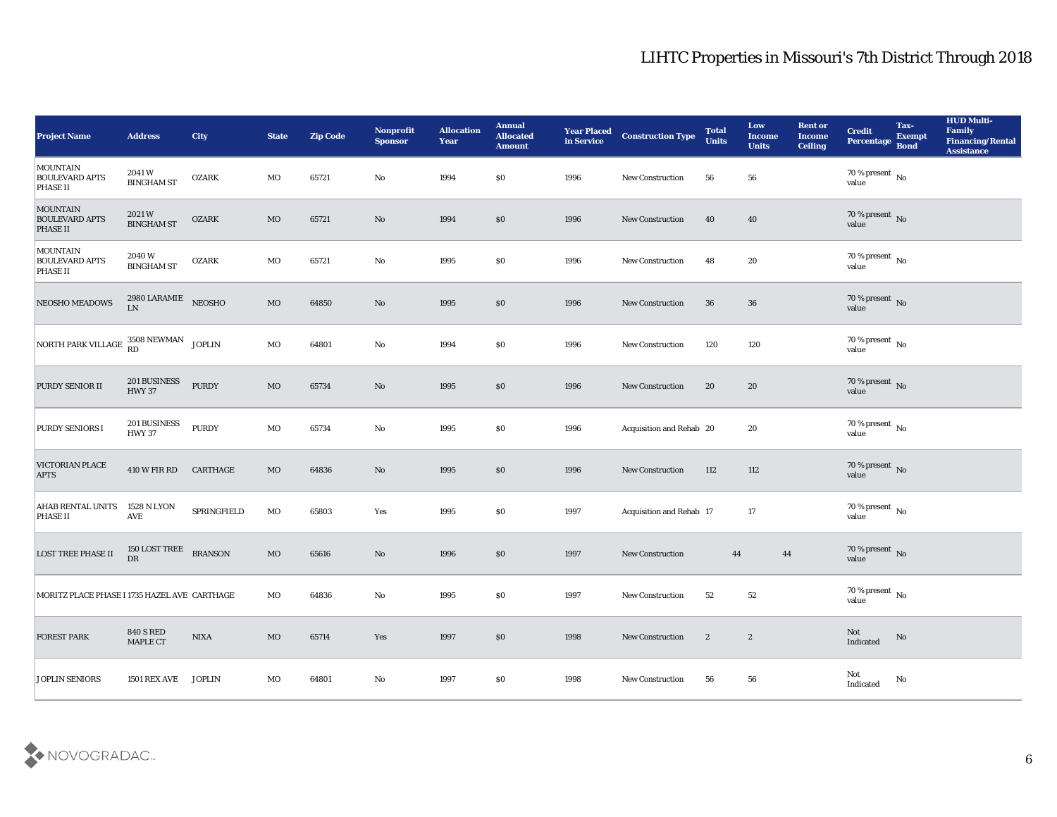| Project Name | Address | City | State | Zip Code | Nonprofit Sponsor | Allocation Year | Annual Allocated Amount | Year Placed in Service | Construction Type | Total Units | Low Income Units | Rent or Income Ceiling | Credit Percentage | Tax-Exempt Bond | HUD Multi-Family Financing/Rental Assistance |
|---|---|---|---|---|---|---|---|---|---|---|---|---|---|---|---|
| MOUNTAIN BOULEVARD APTS PHASE II | 2041 W BINGHAM ST | OZARK | MO | 65721 | No | 1994 | $0 | 1996 | New Construction | 56 | 56 | | 70 % present value | No | |
| MOUNTAIN BOULEVARD APTS PHASE II | 2021 W BINGHAM ST | OZARK | MO | 65721 | No | 1994 | $0 | 1996 | New Construction | 40 | 40 | | 70 % present value | No | |
| MOUNTAIN BOULEVARD APTS PHASE II | 2040 W BINGHAM ST | OZARK | MO | 65721 | No | 1995 | $0 | 1996 | New Construction | 48 | 20 | | 70 % present value | No | |
| NEOSHO MEADOWS | 2980 LARAMIE LN | NEOSHO | MO | 64850 | No | 1995 | $0 | 1996 | New Construction | 36 | 36 | | 70 % present value | No | |
| NORTH PARK VILLAGE | 3508 NEWMAN RD | JOPLIN | MO | 64801 | No | 1994 | $0 | 1996 | New Construction | 120 | 120 | | 70 % present value | No | |
| PURDY SENIOR II | 201 BUSINESS HWY 37 | PURDY | MO | 65734 | No | 1995 | $0 | 1996 | New Construction | 20 | 20 | | 70 % present value | No | |
| PURDY SENIORS I | 201 BUSINESS HWY 37 | PURDY | MO | 65734 | No | 1995 | $0 | 1996 | Acquisition and Rehab | 20 | 20 | | 70 % present value | No | |
| VICTORIAN PLACE APTS | 410 W FIR RD | CARTHAGE | MO | 64836 | No | 1995 | $0 | 1996 | New Construction | 112 | 112 | | 70 % present value | No | |
| AHAB RENTAL UNITS PHASE II | 1528 N LYON AVE | SPRINGFIELD | MO | 65803 | Yes | 1995 | $0 | 1997 | Acquisition and Rehab | 17 | 17 | | 70 % present value | No | |
| LOST TREE PHASE II | 150 LOST TREE DR | BRANSON | MO | 65616 | No | 1996 | $0 | 1997 | New Construction | 44 | 44 | | 70 % present value | No | |
| MORITZ PLACE PHASE I | 1735 HAZEL AVE | CARTHAGE | MO | 64836 | No | 1995 | $0 | 1997 | New Construction | 52 | 52 | | 70 % present value | No | |
| FOREST PARK | 840 S RED MAPLE CT | NIXA | MO | 65714 | Yes | 1997 | $0 | 1998 | New Construction | 2 | 2 | | Not Indicated | No | |
| JOPLIN SENIORS | 1501 REX AVE | JOPLIN | MO | 64801 | No | 1997 | $0 | 1998 | New Construction | 56 | 56 | | Not Indicated | No | |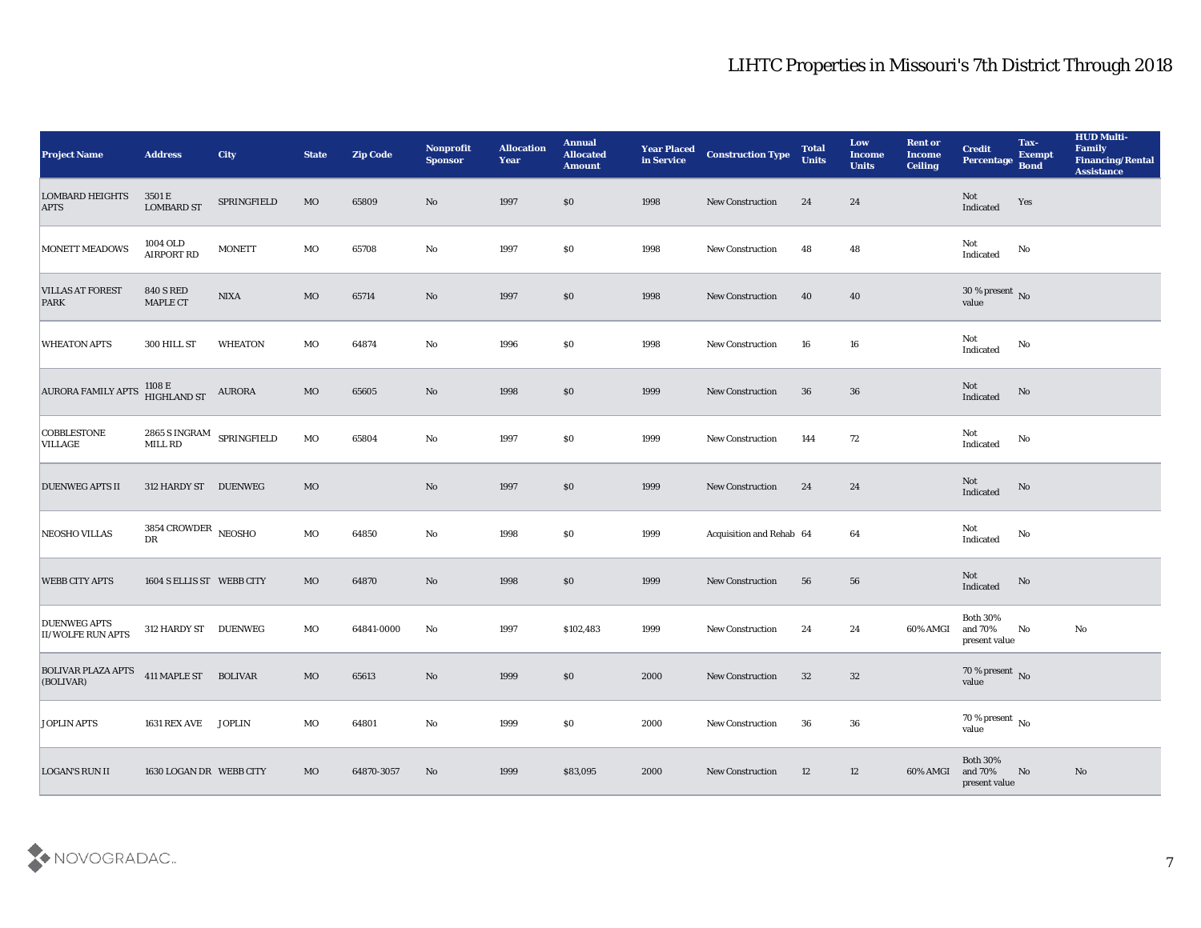# LIHTC Properties in Missouri's 7th District Through 2018

| Project Name | Address | City | State | Zip Code | Nonprofit Sponsor | Allocation Year | Annual Allocated Amount | Year Placed in Service | Construction Type | Total Units | Low Income Units | Rent or Income Ceiling | Credit Percentage | Tax-Exempt Bond | HUD Multi-Family Financing/Rental Assistance |
|---|---|---|---|---|---|---|---|---|---|---|---|---|---|---|---|
| LOMBARD HEIGHTS APTS | 3501 E LOMBARD ST | SPRINGFIELD | MO | 65809 | No | 1997 | $0 | 1998 | New Construction | 24 | 24 | | Not Indicated | Yes | |
| MONETT MEADOWS | 1004 OLD AIRPORT RD | MONETT | MO | 65708 | No | 1997 | $0 | 1998 | New Construction | 48 | 48 | | Not Indicated | No | |
| VILLAS AT FOREST PARK | 840 S RED MAPLE CT | NIXA | MO | 65714 | No | 1997 | $0 | 1998 | New Construction | 40 | 40 | | 30 % present value | No | |
| WHEATON APTS | 300 HILL ST | WHEATON | MO | 64874 | No | 1996 | $0 | 1998 | New Construction | 16 | 16 | | Not Indicated | No | |
| AURORA FAMILY APTS | 1108 E HIGHLAND ST | AURORA | MO | 65605 | No | 1998 | $0 | 1999 | New Construction | 36 | 36 | | Not Indicated | No | |
| COBBLESTONE VILLAGE | 2865 S INGRAM MILL RD | SPRINGFIELD | MO | 65804 | No | 1997 | $0 | 1999 | New Construction | 144 | 72 | | Not Indicated | No | |
| DUENWEG APTS II | 312 HARDY ST | DUENWEG | MO | | No | 1997 | $0 | 1999 | New Construction | 24 | 24 | | Not Indicated | No | |
| NEOSHO VILLAS | 3854 CROWDER DR | NEOSHO | MO | 64850 | No | 1998 | $0 | 1999 | Acquisition and Rehab | 64 | 64 | | Not Indicated | No | |
| WEBB CITY APTS | 1604 S ELLIS ST | WEBB CITY | MO | 64870 | No | 1998 | $0 | 1999 | New Construction | 56 | 56 | | Not Indicated | No | |
| DUENWEG APTS II/WOLFE RUN APTS | 312 HARDY ST | DUENWEG | MO | 64841-0000 | No | 1997 | $102,483 | 1999 | New Construction | 24 | 24 | 60% AMGI | Both 30% and 70% present value | No | No |
| BOLIVAR PLAZA APTS (BOLIVAR) | 411 MAPLE ST | BOLIVAR | MO | 65613 | No | 1999 | $0 | 2000 | New Construction | 32 | 32 | | 70 % present value | No | |
| JOPLIN APTS | 1631 REX AVE | JOPLIN | MO | 64801 | No | 1999 | $0 | 2000 | New Construction | 36 | 36 | | 70 % present value | No | |
| LOGAN'S RUN II | 1630 LOGAN DR | WEBB CITY | MO | 64870-3057 | No | 1999 | $83,095 | 2000 | New Construction | 12 | 12 | 60% AMGI | Both 30% and 70% present value | No | No |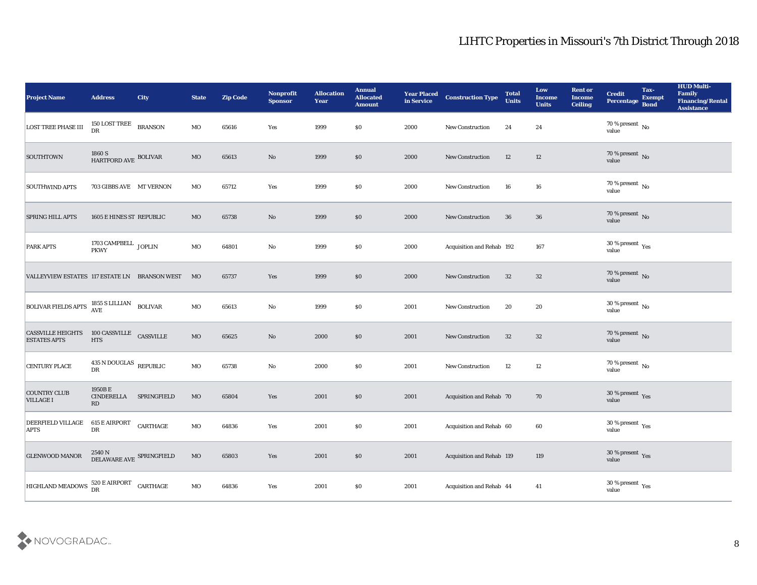# LIHTC Properties in Missouri's 7th District Through 2018

| Project Name | Address | City | State | Zip Code | Nonprofit Sponsor | Allocation Year | Annual Allocated Amount | Year Placed in Service | Construction Type | Total Units | Low Income Units | Rent or Income Ceiling | Credit Percentage | Tax-Exempt Bond | HUD Multi-Family Financing/Rental Assistance |
|---|---|---|---|---|---|---|---|---|---|---|---|---|---|---|---|
| LOST TREE PHASE III | 150 LOST TREE DR | BRANSON | MO | 65616 | Yes | 1999 | $0 | 2000 | New Construction | 24 | 24 | | 70 % present value | No | |
| SOUTHTOWN | 1860 S HARTFORD AVE | BOLIVAR | MO | 65613 | No | 1999 | $0 | 2000 | New Construction | 12 | 12 | | 70 % present value | No | |
| SOUTHWIND APTS | 703 GIBBS AVE | MT VERNON | MO | 65712 | Yes | 1999 | $0 | 2000 | New Construction | 16 | 16 | | 70 % present value | No | |
| SPRING HILL APTS | 1605 E HINES ST | REPUBLIC | MO | 65738 | No | 1999 | $0 | 2000 | New Construction | 36 | 36 | | 70 % present value | No | |
| PARK APTS | 1703 CAMPBELL PKWY | JOPLIN | MO | 64801 | No | 1999 | $0 | 2000 | Acquisition and Rehab | 192 | 167 | | 30 % present value | Yes | |
| VALLEYVIEW ESTATES | 117 ESTATE LN | BRANSON WEST | MO | 65737 | Yes | 1999 | $0 | 2000 | New Construction | 32 | 32 | | 70 % present value | No | |
| BOLIVAR FIELDS APTS | 1855 S LILLIAN AVE | BOLIVAR | MO | 65613 | No | 1999 | $0 | 2001 | New Construction | 20 | 20 | | 30 % present value | No | |
| CASSVILLE HEIGHTS ESTATES APTS | 100 CASSVILLE HTS | CASSVILLE | MO | 65625 | No | 2000 | $0 | 2001 | New Construction | 32 | 32 | | 70 % present value | No | |
| CENTURY PLACE | 435 N DOUGLAS DR | REPUBLIC | MO | 65738 | No | 2000 | $0 | 2001 | New Construction | 12 | 12 | | 70 % present value | No | |
| COUNTRY CLUB VILLAGE I | 1950B E CINDERELLA RD | SPRINGFIELD | MO | 65804 | Yes | 2001 | $0 | 2001 | Acquisition and Rehab | 70 | 70 | | 30 % present value | Yes | |
| DEERFIELD VILLAGE APTS | 615 E AIRPORT DR | CARTHAGE | MO | 64836 | Yes | 2001 | $0 | 2001 | Acquisition and Rehab | 60 | 60 | | 30 % present value | Yes | |
| GLENWOOD MANOR | 2540 N DELAWARE AVE | SPRINGFIELD | MO | 65803 | Yes | 2001 | $0 | 2001 | Acquisition and Rehab | 119 | 119 | | 30 % present value | Yes | |
| HIGHLAND MEADOWS | 520 E AIRPORT DR | CARTHAGE | MO | 64836 | Yes | 2001 | $0 | 2001 | Acquisition and Rehab | 44 | 41 | | 30 % present value | Yes | |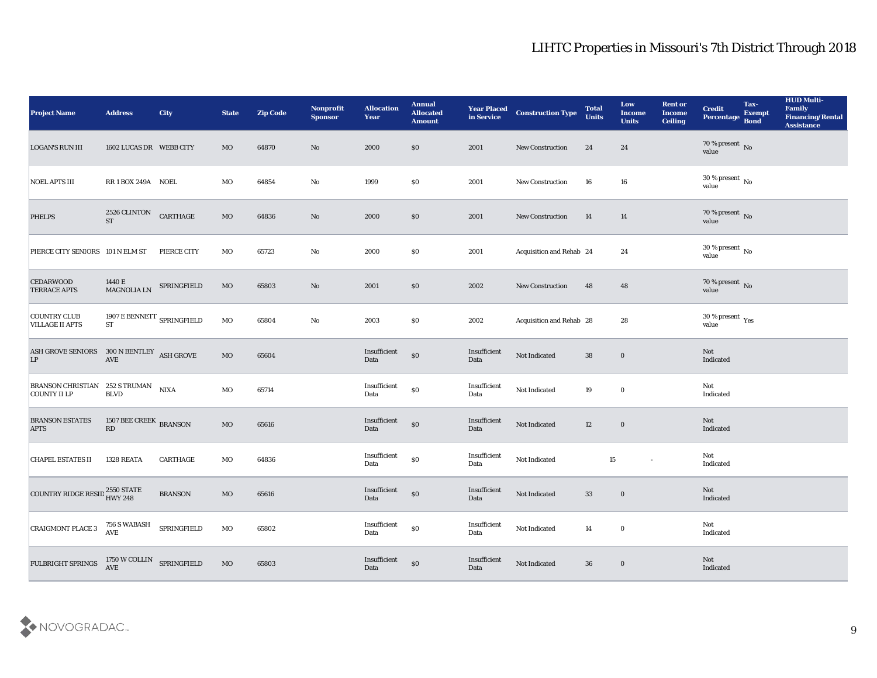| Project Name | Address | City | State | Zip Code | Nonprofit Sponsor | Allocation Year | Annual Allocated Amount | Year Placed in Service | Construction Type | Total Units | Low Income Units | Rent or Income Ceiling | Credit Percentage | Tax-Exempt Bond | HUD Multi-Family Financing/Rental Assistance |
|---|---|---|---|---|---|---|---|---|---|---|---|---|---|---|---|
| LOGAN'S RUN III | 1602 LUCAS DR | WEBB CITY | MO | 64870 | No | 2000 | $0 | 2001 | New Construction | 24 | 24 | | 70 % present value | No | |
| NOEL APTS III | RR 1 BOX 249A | NOEL | MO | 64854 | No | 1999 | $0 | 2001 | New Construction | 16 | 16 | | 30 % present value | No | |
| PHELPS | 2526 CLINTON ST | CARTHAGE | MO | 64836 | No | 2000 | $0 | 2001 | New Construction | 14 | 14 | | 70 % present value | No | |
| PIERCE CITY SENIORS | 101 N ELM ST | PIERCE CITY | MO | 65723 | No | 2000 | $0 | 2001 | Acquisition and Rehab | 24 | 24 | | 30 % present value | No | |
| CEDARWOOD TERRACE APTS | 1440 E MAGNOLIA LN | SPRINGFIELD | MO | 65803 | No | 2001 | $0 | 2002 | New Construction | 48 | 48 | | 70 % present value | No | |
| COUNTRY CLUB VILLAGE II APTS | 1907 E BENNETT ST | SPRINGFIELD | MO | 65804 | No | 2003 | $0 | 2002 | Acquisition and Rehab | 28 | 28 | | 30 % present value | Yes | |
| ASH GROVE SENIORS LP | 300 N BENTLEY AVE | ASH GROVE | MO | 65604 | | Insufficient Data | $0 | Insufficient Data | Not Indicated | 38 | 0 | | Not Indicated | | |
| BRANSON CHRISTIAN COUNTY II LP | 252 S TRUMAN BLVD | NIXA | MO | 65714 | | Insufficient Data | $0 | Insufficient Data | Not Indicated | 19 | 0 | | Not Indicated | | |
| BRANSON ESTATES APTS | 1507 BEE CREEK RD | BRANSON | MO | 65616 | | Insufficient Data | $0 | Insufficient Data | Not Indicated | 12 | 0 | | Not Indicated | | |
| CHAPEL ESTATES II | 1328 REATA | CARTHAGE | MO | 64836 | | Insufficient Data | $0 | Insufficient Data | Not Indicated | 15 | - | | Not Indicated | | |
| COUNTRY RIDGE RESID | 2550 STATE HWY 248 | BRANSON | MO | 65616 | | Insufficient Data | $0 | Insufficient Data | Not Indicated | 33 | 0 | | Not Indicated | | |
| CRAIGMONT PLACE 3 | 756 S WABASH AVE | SPRINGFIELD | MO | 65802 | | Insufficient Data | $0 | Insufficient Data | Not Indicated | 14 | 0 | | Not Indicated | | |
| FULBRIGHT SPRINGS | 1750 W COLLIN AVE | SPRINGFIELD | MO | 65803 | | Insufficient Data | $0 | Insufficient Data | Not Indicated | 36 | 0 | | Not Indicated | | |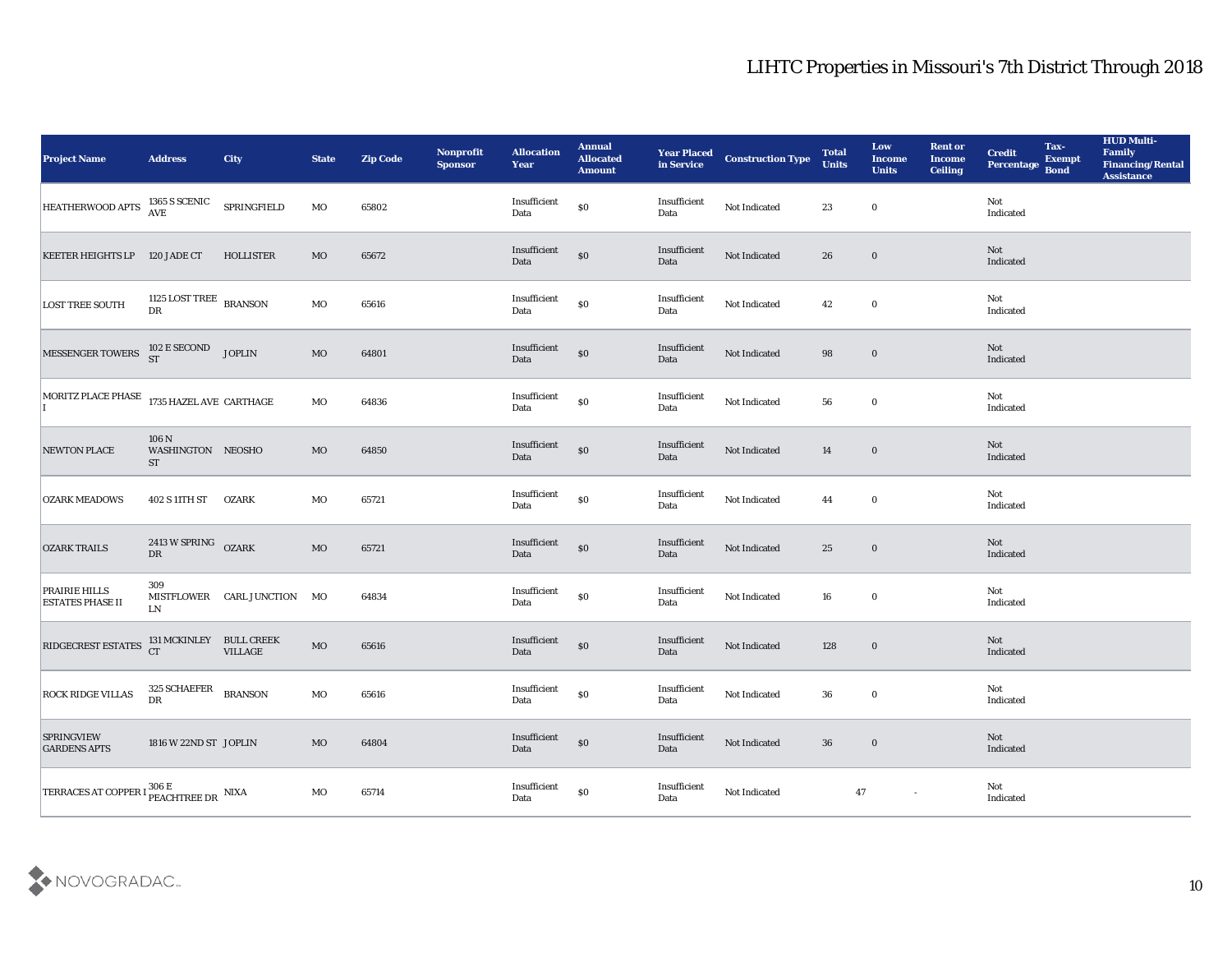# LIHTC Properties in Missouri's 7th District Through 2018

| Project Name | Address | City | State | Zip Code | Nonprofit Sponsor | Allocation Year | Annual Allocated Amount | Year Placed in Service | Construction Type | Total Units | Low Income Units | Rent or Income Ceiling | Credit Percentage | Tax-Exempt Bond | HUD Multi-Family Financing/Rental Assistance |
|---|---|---|---|---|---|---|---|---|---|---|---|---|---|---|---|
| HEATHERWOOD APTS | 1365 S SCENIC AVE | SPRINGFIELD | MO | 65802 | | Insufficient Data | $0 | Insufficient Data | Not Indicated | 23 | 0 | | Not Indicated | | |
| KEETER HEIGHTS LP | 120 JADE CT | HOLLISTER | MO | 65672 | | Insufficient Data | $0 | Insufficient Data | Not Indicated | 26 | 0 | | Not Indicated | | |
| LOST TREE SOUTH | 1125 LOST TREE DR | BRANSON | MO | 65616 | | Insufficient Data | $0 | Insufficient Data | Not Indicated | 42 | 0 | | Not Indicated | | |
| MESSENGER TOWERS | 102 E SECOND ST | JOPLIN | MO | 64801 | | Insufficient Data | $0 | Insufficient Data | Not Indicated | 98 | 0 | | Not Indicated | | |
| MORITZ PLACE PHASE I | 1735 HAZEL AVE | CARTHAGE | MO | 64836 | | Insufficient Data | $0 | Insufficient Data | Not Indicated | 56 | 0 | | Not Indicated | | |
| NEWTON PLACE | 106 N WASHINGTON ST | NEOSHO | MO | 64850 | | Insufficient Data | $0 | Insufficient Data | Not Indicated | 14 | 0 | | Not Indicated | | |
| OZARK MEADOWS | 402 S 11TH ST | OZARK | MO | 65721 | | Insufficient Data | $0 | Insufficient Data | Not Indicated | 44 | 0 | | Not Indicated | | |
| OZARK TRAILS | 2413 W SPRING DR | OZARK | MO | 65721 | | Insufficient Data | $0 | Insufficient Data | Not Indicated | 25 | 0 | | Not Indicated | | |
| PRAIRIE HILLS ESTATES PHASE II | 309 MISTFLOWER LN | CARL JUNCTION | MO | 64834 | | Insufficient Data | $0 | Insufficient Data | Not Indicated | 16 | 0 | | Not Indicated | | |
| RIDGECREST ESTATES | 131 MCKINLEY CT | BULL CREEK VILLAGE | MO | 65616 | | Insufficient Data | $0 | Insufficient Data | Not Indicated | 128 | 0 | | Not Indicated | | |
| ROCK RIDGE VILLAS | 325 SCHAEFER DR | BRANSON | MO | 65616 | | Insufficient Data | $0 | Insufficient Data | Not Indicated | 36 | 0 | | Not Indicated | | |
| SPRINGVIEW GARDENS APTS | 1816 W 22ND ST | JOPLIN | MO | 64804 | | Insufficient Data | $0 | Insufficient Data | Not Indicated | 36 | 0 | | Not Indicated | | |
| TERRACES AT COPPER I | 306 E PEACHTREE DR | NIXA | MO | 65714 | | Insufficient Data | $0 | Insufficient Data | Not Indicated | 47 | - | | Not Indicated | | |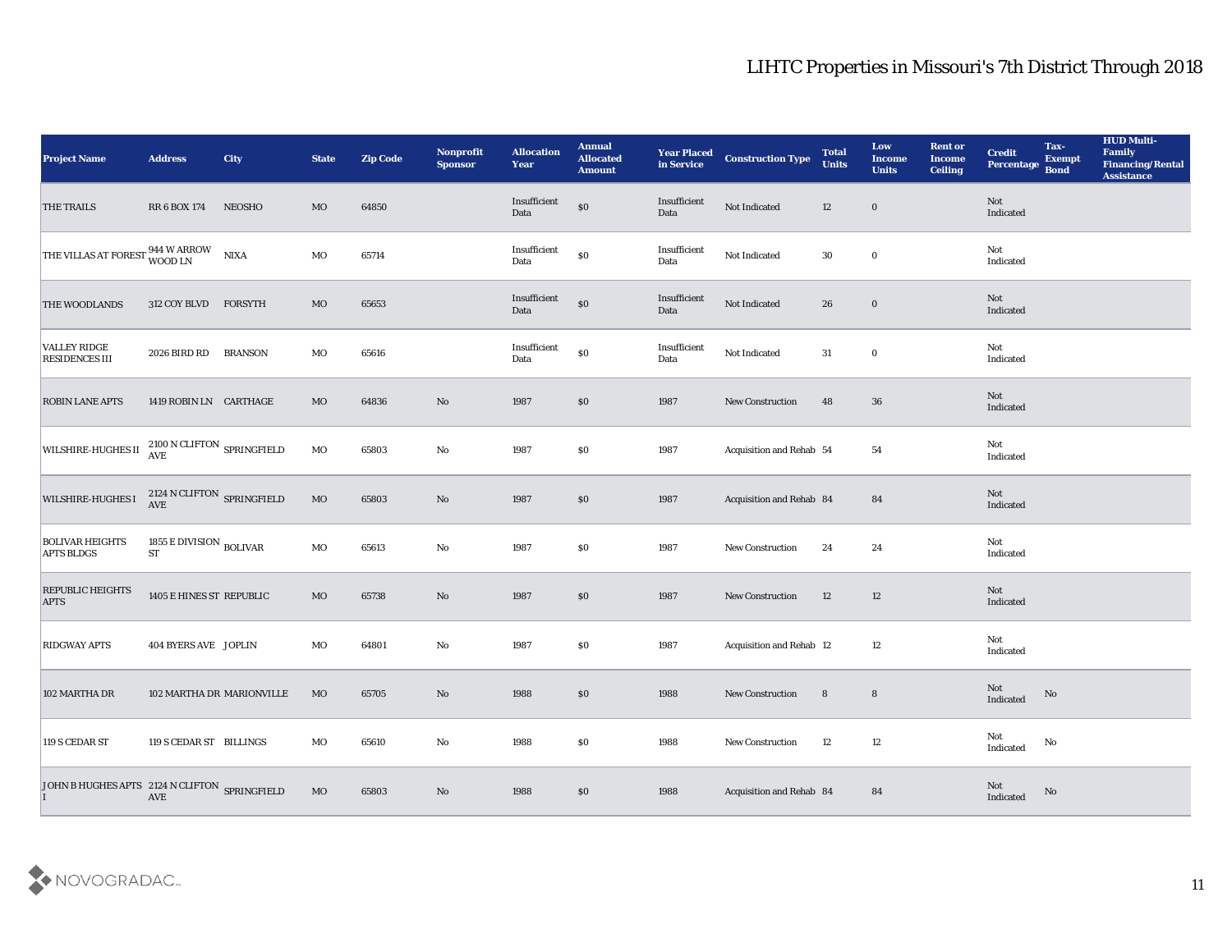## LIHTC Properties in Missouri's 7th District Through 2018

| Project Name | Address | City | State | Zip Code | Nonprofit Sponsor | Allocation Year | Annual Allocated Amount | Year Placed in Service | Construction Type | Total Units | Low Income Units | Rent or Income Ceiling | Credit Percentage | Tax-Exempt Bond | HUD Multi-Family Financing/Rental Assistance |
|---|---|---|---|---|---|---|---|---|---|---|---|---|---|---|---|
| THE TRAILS | RR 6 BOX 174 | NEOSHO | MO | 64850 | | Insufficient Data | $0 | Insufficient Data | Not Indicated | 12 | 0 | | Not Indicated | | |
| THE VILLAS AT FOREST | 944 W ARROW WOOD LN | NIXA | MO | 65714 | | Insufficient Data | $0 | Insufficient Data | Not Indicated | 30 | 0 | | Not Indicated | | |
| THE WOODLANDS | 312 COY BLVD | FORSYTH | MO | 65653 | | Insufficient Data | $0 | Insufficient Data | Not Indicated | 26 | 0 | | Not Indicated | | |
| VALLEY RIDGE RESIDENCES III | 2026 BIRD RD | BRANSON | MO | 65616 | | Insufficient Data | $0 | Insufficient Data | Not Indicated | 31 | 0 | | Not Indicated | | |
| ROBIN LANE APTS | 1419 ROBIN LN | CARTHAGE | MO | 64836 | No | 1987 | $0 | 1987 | New Construction | 48 | 36 | | Not Indicated | | |
| WILSHIRE-HUGHES II | 2100 N CLIFTON AVE | SPRINGFIELD | MO | 65803 | No | 1987 | $0 | 1987 | Acquisition and Rehab | 54 | 54 | | Not Indicated | | |
| WILSHIRE-HUGHES I | 2124 N CLIFTON AVE | SPRINGFIELD | MO | 65803 | No | 1987 | $0 | 1987 | Acquisition and Rehab | 84 | 84 | | Not Indicated | | |
| BOLIVAR HEIGHTS APTS BLDGS | 1855 E DIVISION ST | BOLIVAR | MO | 65613 | No | 1987 | $0 | 1987 | New Construction | 24 | 24 | | Not Indicated | | |
| REPUBLIC HEIGHTS APTS | 1405 E HINES ST | REPUBLIC | MO | 65738 | No | 1987 | $0 | 1987 | New Construction | 12 | 12 | | Not Indicated | | |
| RIDGWAY APTS | 404 BYERS AVE | JOPLIN | MO | 64801 | No | 1987 | $0 | 1987 | Acquisition and Rehab | 12 | 12 | | Not Indicated | | |
| 102 MARTHA DR | 102 MARTHA DR | MARIONVILLE | MO | 65705 | No | 1988 | $0 | 1988 | New Construction | 8 | 8 | | Not Indicated | No | |
| 119 S CEDAR ST | 119 S CEDAR ST | BILLINGS | MO | 65610 | No | 1988 | $0 | 1988 | New Construction | 12 | 12 | | Not Indicated | No | |
| JOHN B HUGHES APTS I | 2124 N CLIFTON AVE | SPRINGFIELD | MO | 65803 | No | 1988 | $0 | 1988 | Acquisition and Rehab | 84 | 84 | | Not Indicated | No | |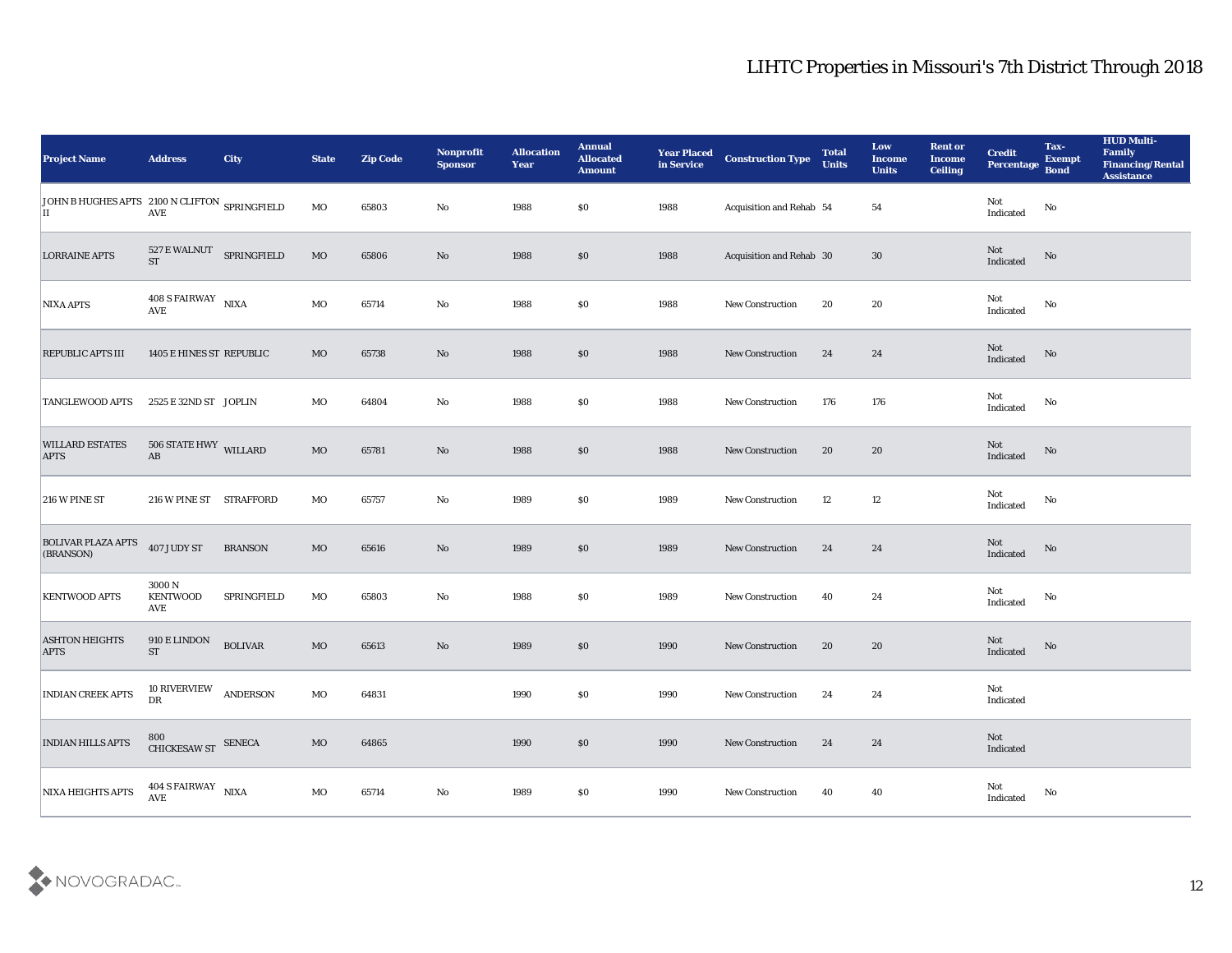# LIHTC Properties in Missouri's 7th District Through 2018

| Project Name | Address | City | State | Zip Code | Nonprofit Sponsor | Allocation Year | Annual Allocated Amount | Year Placed in Service | Construction Type | Total Units | Low Income Units | Rent or Income Ceiling | Credit Percentage | Tax-Exempt Bond | HUD Multi-Family Financing/Rental Assistance |
|---|---|---|---|---|---|---|---|---|---|---|---|---|---|---|---|
| JOHN B HUGHES APTS II | 2100 N CLIFTON AVE | SPRINGFIELD | MO | 65803 | No | 1988 | $0 | 1988 | Acquisition and Rehab | 54 | 54 | | Not Indicated | No | |
| LORRAINE APTS | 527 E WALNUT ST | SPRINGFIELD | MO | 65806 | No | 1988 | $0 | 1988 | Acquisition and Rehab | 30 | 30 | | Not Indicated | No | |
| NIXA APTS | 408 S FAIRWAY AVE | NIXA | MO | 65714 | No | 1988 | $0 | 1988 | New Construction | 20 | 20 | | Not Indicated | No | |
| REPUBLIC APTS III | 1405 E HINES ST | REPUBLIC | MO | 65738 | No | 1988 | $0 | 1988 | New Construction | 24 | 24 | | Not Indicated | No | |
| TANGLEWOOD APTS | 2525 E 32ND ST | JOPLIN | MO | 64804 | No | 1988 | $0 | 1988 | New Construction | 176 | 176 | | Not Indicated | No | |
| WILLARD ESTATES APTS | 506 STATE HWY AB | WILLARD | MO | 65781 | No | 1988 | $0 | 1988 | New Construction | 20 | 20 | | Not Indicated | No | |
| 216 W PINE ST | 216 W PINE ST | STRAFFORD | MO | 65757 | No | 1989 | $0 | 1989 | New Construction | 12 | 12 | | Not Indicated | No | |
| BOLIVAR PLAZA APTS (BRANSON) | 407 JUDY ST | BRANSON | MO | 65616 | No | 1989 | $0 | 1989 | New Construction | 24 | 24 | | Not Indicated | No | |
| KENTWOOD APTS | 3000 N KENTWOOD AVE | SPRINGFIELD | MO | 65803 | No | 1988 | $0 | 1989 | New Construction | 40 | 24 | | Not Indicated | No | |
| ASHTON HEIGHTS APTS | 910 E LINDON ST | BOLIVAR | MO | 65613 | No | 1989 | $0 | 1990 | New Construction | 20 | 20 | | Not Indicated | No | |
| INDIAN CREEK APTS | 10 RIVERVIEW DR | ANDERSON | MO | 64831 | | 1990 | $0 | 1990 | New Construction | 24 | 24 | | Not Indicated | | |
| INDIAN HILLS APTS | 800 CHICKESAW ST | SENECA | MO | 64865 | | 1990 | $0 | 1990 | New Construction | 24 | 24 | | Not Indicated | | |
| NIXA HEIGHTS APTS | 404 S FAIRWAY AVE | NIXA | MO | 65714 | No | 1989 | $0 | 1990 | New Construction | 40 | 40 | | Not Indicated | No | |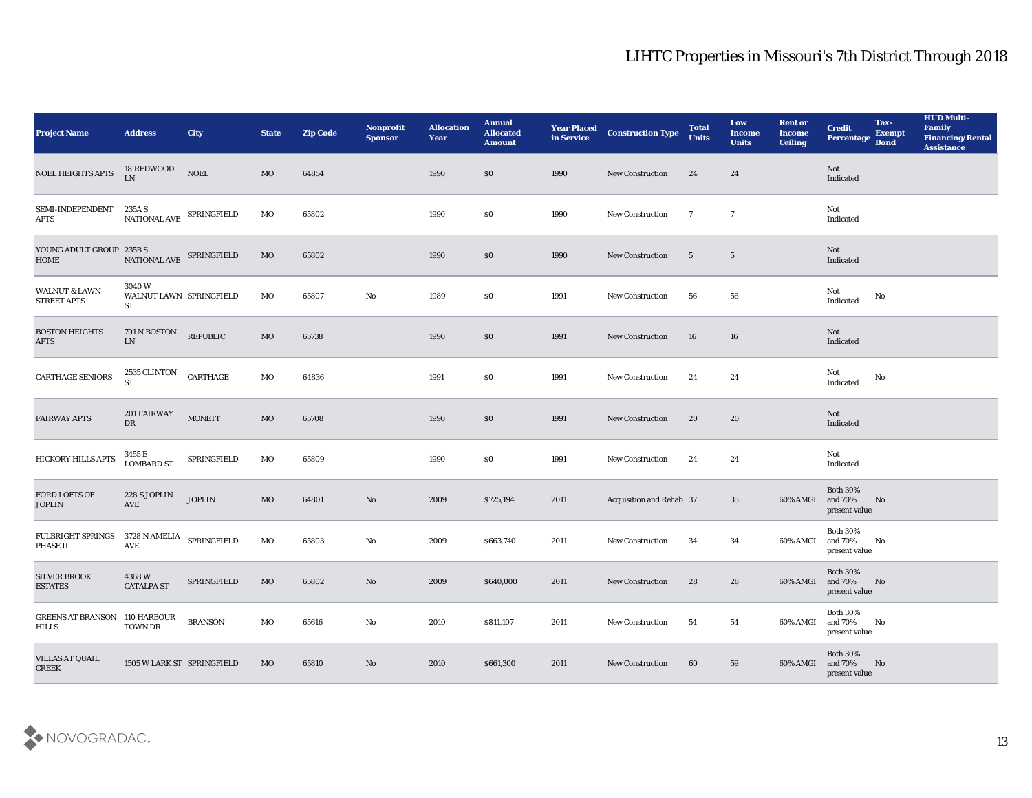# LIHTC Properties in Missouri's 7th District Through 2018

| Project Name | Address | City | State | Zip Code | Nonprofit Sponsor | Allocation Year | Annual Allocated Amount | Year Placed in Service | Construction Type | Total Units | Low Income Units | Rent or Income Ceiling | Credit Percentage | Tax-Exempt Bond | HUD Multi-Family Financing/Rental Assistance |
|---|---|---|---|---|---|---|---|---|---|---|---|---|---|---|---|
| NOEL HEIGHTS APTS | 18 REDWOOD LN | NOEL | MO | 64854 | | 1990 | $0 | 1990 | New Construction | 24 | 24 | | Not Indicated | | |
| SEMI-INDEPENDENT APTS | 235A S NATIONAL AVE | SPRINGFIELD | MO | 65802 | | 1990 | $0 | 1990 | New Construction | 7 | 7 | | Not Indicated | | |
| YOUNG ADULT GROUP HOME | 235B S NATIONAL AVE | SPRINGFIELD | MO | 65802 | | 1990 | $0 | 1990 | New Construction | 5 | 5 | | Not Indicated | | |
| WALNUT & LAWN STREET APTS | 3040 W WALNUT LAWN ST | SPRINGFIELD | MO | 65807 | No | 1989 | $0 | 1991 | New Construction | 56 | 56 | | Not Indicated | No | |
| BOSTON HEIGHTS APTS | 701 N BOSTON LN | REPUBLIC | MO | 65738 | | 1990 | $0 | 1991 | New Construction | 16 | 16 | | Not Indicated | | |
| CARTHAGE SENIORS | 2535 CLINTON ST | CARTHAGE | MO | 64836 | | 1991 | $0 | 1991 | New Construction | 24 | 24 | | Not Indicated | No | |
| FAIRWAY APTS | 201 FAIRWAY DR | MONETT | MO | 65708 | | 1990 | $0 | 1991 | New Construction | 20 | 20 | | Not Indicated | | |
| HICKORY HILLS APTS | 3455 E LOMBARD ST | SPRINGFIELD | MO | 65809 | | 1990 | $0 | 1991 | New Construction | 24 | 24 | | Not Indicated | | |
| FORD LOFTS OF JOPLIN | 228 S JOPLIN AVE | JOPLIN | MO | 64801 | No | 2009 | $725,194 | 2011 | Acquisition and Rehab | 37 | 35 | 60% AMGI | Both 30% and 70% present value | No | |
| FULBRIGHT SPRINGS PHASE II | 3728 N AMELIA AVE | SPRINGFIELD | MO | 65803 | No | 2009 | $663,740 | 2011 | New Construction | 34 | 34 | 60% AMGI | Both 30% and 70% present value | No | |
| SILVER BROOK ESTATES | 4368 W CATALPA ST | SPRINGFIELD | MO | 65802 | No | 2009 | $640,000 | 2011 | New Construction | 28 | 28 | 60% AMGI | Both 30% and 70% present value | No | |
| GREENS AT BRANSON HILLS | 110 HARBOUR TOWN DR | BRANSON | MO | 65616 | No | 2010 | $811,107 | 2011 | New Construction | 54 | 54 | 60% AMGI | Both 30% and 70% present value | No | |
| VILLAS AT QUAIL CREEK | 1505 W LARK ST | SPRINGFIELD | MO | 65810 | No | 2010 | $661,300 | 2011 | New Construction | 60 | 59 | 60% AMGI | Both 30% and 70% present value | No | |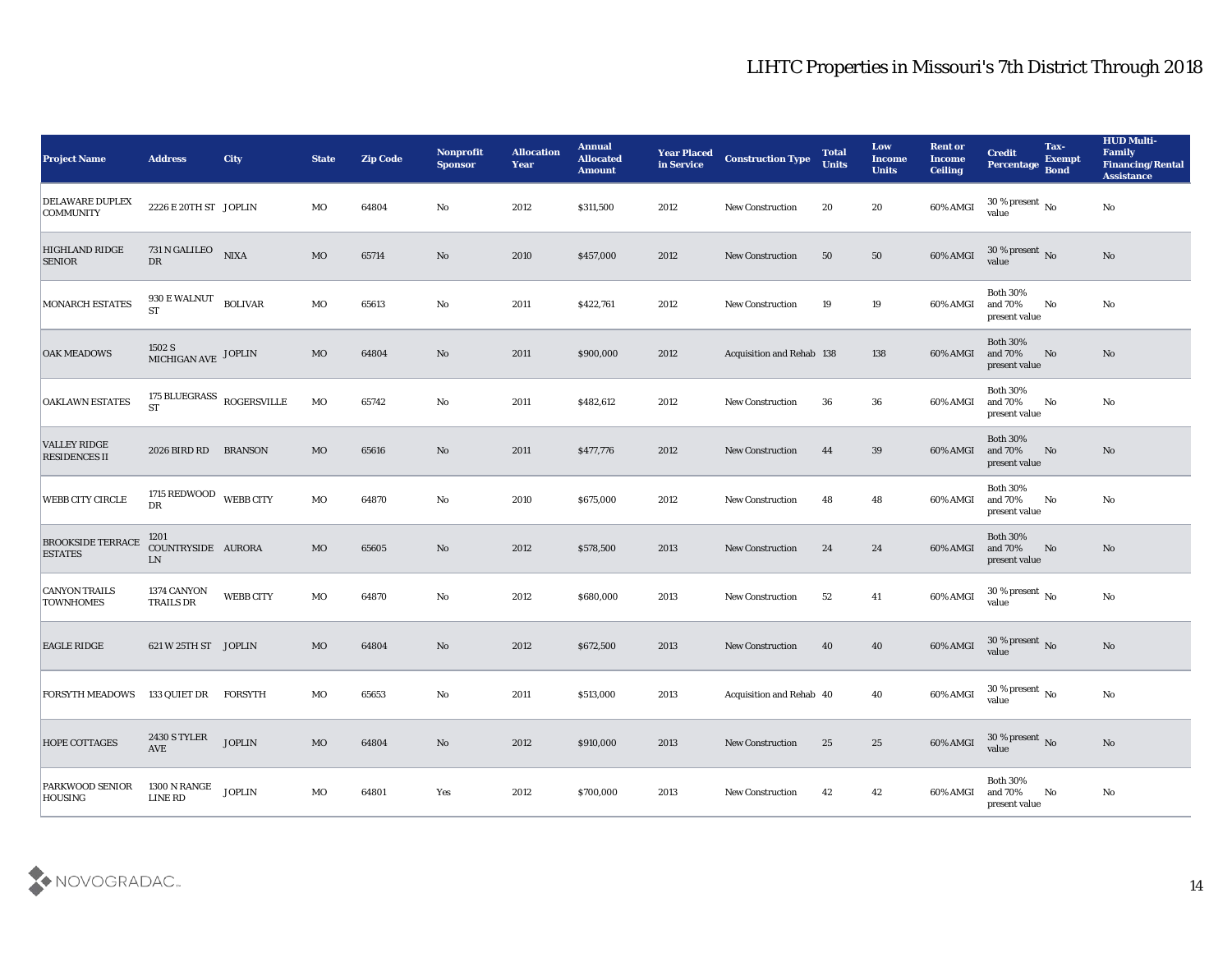# LIHTC Properties in Missouri's 7th District Through 2018

| Project Name | Address | City | State | Zip Code | Nonprofit Sponsor | Allocation Year | Annual Allocated Amount | Year Placed in Service | Construction Type | Total Units | Low Income Units | Rent or Income Ceiling | Credit Percentage | Tax-Exempt Bond | HUD Multi-Family Financing/Rental Assistance |
|---|---|---|---|---|---|---|---|---|---|---|---|---|---|---|---|
| DELAWARE DUPLEX COMMUNITY | 2226 E 20TH ST | JOPLIN | MO | 64804 | No | 2012 | $311,500 | 2012 | New Construction | 20 | 20 | 60% AMGI | 30 % present value | No | No |
| HIGHLAND RIDGE SENIOR | 731 N GALILEO DR | NIXA | MO | 65714 | No | 2010 | $457,000 | 2012 | New Construction | 50 | 50 | 60% AMGI | 30 % present value | No | No |
| MONARCH ESTATES | 930 E WALNUT ST | BOLIVAR | MO | 65613 | No | 2011 | $422,761 | 2012 | New Construction | 19 | 19 | 60% AMGI | Both 30% and 70% present value | No | No |
| OAK MEADOWS | 1502 S MICHIGAN AVE | JOPLIN | MO | 64804 | No | 2011 | $900,000 | 2012 | Acquisition and Rehab | 138 | 138 | 60% AMGI | Both 30% and 70% present value | No | No |
| OAKLAWN ESTATES | 175 BLUEGRASS ST | ROGERSVILLE | MO | 65742 | No | 2011 | $482,612 | 2012 | New Construction | 36 | 36 | 60% AMGI | Both 30% and 70% present value | No | No |
| VALLEY RIDGE RESIDENCES II | 2026 BIRD RD | BRANSON | MO | 65616 | No | 2011 | $477,776 | 2012 | New Construction | 44 | 39 | 60% AMGI | Both 30% and 70% present value | No | No |
| WEBB CITY CIRCLE | 1715 REDWOOD DR | WEBB CITY | MO | 64870 | No | 2010 | $675,000 | 2012 | New Construction | 48 | 48 | 60% AMGI | Both 30% and 70% present value | No | No |
| BROOKSIDE TERRACE ESTATES | 1201 COUNTRYSIDE LN | AURORA | MO | 65605 | No | 2012 | $578,500 | 2013 | New Construction | 24 | 24 | 60% AMGI | Both 30% and 70% present value | No | No |
| CANYON TRAILS TOWNHOMES | 1374 CANYON TRAILS DR | WEBB CITY | MO | 64870 | No | 2012 | $680,000 | 2013 | New Construction | 52 | 41 | 60% AMGI | 30 % present value | No | No |
| EAGLE RIDGE | 621 W 25TH ST | JOPLIN | MO | 64804 | No | 2012 | $672,500 | 2013 | New Construction | 40 | 40 | 60% AMGI | 30 % present value | No | No |
| FORSYTH MEADOWS | 133 QUIET DR | FORSYTH | MO | 65653 | No | 2011 | $513,000 | 2013 | Acquisition and Rehab | 40 | 40 | 60% AMGI | 30 % present value | No | No |
| HOPE COTTAGES | 2430 S TYLER AVE | JOPLIN | MO | 64804 | No | 2012 | $910,000 | 2013 | New Construction | 25 | 25 | 60% AMGI | 30 % present value | No | No |
| PARKWOOD SENIOR HOUSING | 1300 N RANGE LINE RD | JOPLIN | MO | 64801 | Yes | 2012 | $700,000 | 2013 | New Construction | 42 | 42 | 60% AMGI | Both 30% and 70% present value | No | No |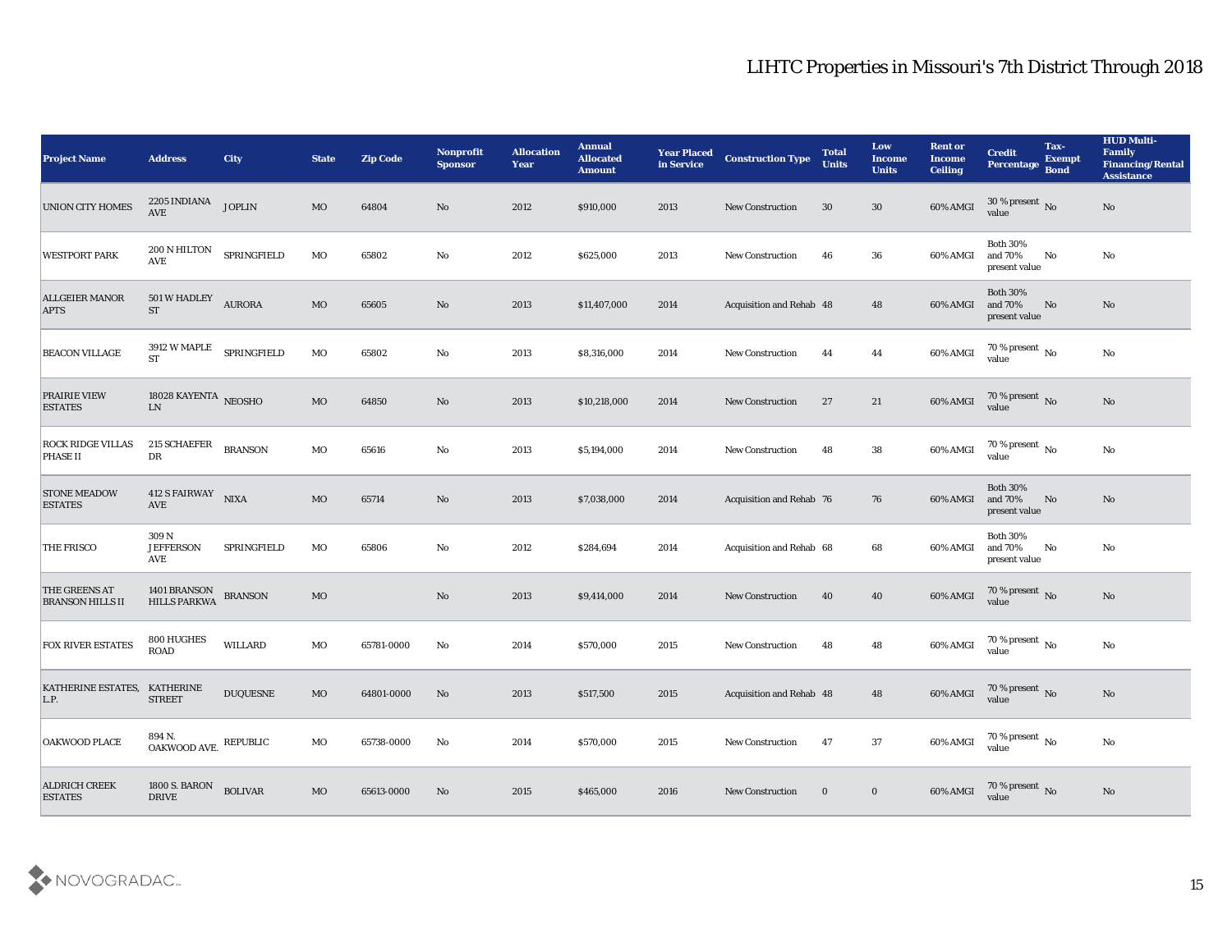# LIHTC Properties in Missouri's 7th District Through 2018

| Project Name | Address | City | State | Zip Code | Nonprofit Sponsor | Allocation Year | Annual Allocated Amount | Year Placed in Service | Construction Type | Total Units | Low Income Units | Rent or Income Ceiling | Credit Percentage | Tax-Exempt Bond | HUD Multi-Family Financing/Rental Assistance |
|---|---|---|---|---|---|---|---|---|---|---|---|---|---|---|---|
| UNION CITY HOMES | 2205 INDIANA AVE | JOPLIN | MO | 64804 | No | 2012 | $910,000 | 2013 | New Construction | 30 | 30 | 60% AMGI | 30 % present value | No | No |
| WESTPORT PARK | 200 N HILTON AVE | SPRINGFIELD | MO | 65802 | No | 2012 | $625,000 | 2013 | New Construction | 46 | 36 | 60% AMGI | Both 30% and 70% present value | No | No |
| ALLGEIER MANOR APTS | 501 W HADLEY ST | AURORA | MO | 65605 | No | 2013 | $11,407,000 | 2014 | Acquisition and Rehab | 48 | 48 | 60% AMGI | Both 30% and 70% present value | No | No |
| BEACON VILLAGE | 3912 W MAPLE ST | SPRINGFIELD | MO | 65802 | No | 2013 | $8,316,000 | 2014 | New Construction | 44 | 44 | 60% AMGI | 70 % present value | No | No |
| PRAIRIE VIEW ESTATES | 18028 KAYENTA LN | NEOSHO | MO | 64850 | No | 2013 | $10,218,000 | 2014 | New Construction | 27 | 21 | 60% AMGI | 70 % present value | No | No |
| ROCK RIDGE VILLAS PHASE II | 215 SCHAEFER DR | BRANSON | MO | 65616 | No | 2013 | $5,194,000 | 2014 | New Construction | 48 | 38 | 60% AMGI | 70 % present value | No | No |
| STONE MEADOW ESTATES | 412 S FAIRWAY AVE | NIXA | MO | 65714 | No | 2013 | $7,038,000 | 2014 | Acquisition and Rehab | 76 | 76 | 60% AMGI | Both 30% and 70% present value | No | No |
| THE FRISCO | 309 N JEFFERSON AVE | SPRINGFIELD | MO | 65806 | No | 2012 | $284,694 | 2014 | Acquisition and Rehab | 68 | 68 | 60% AMGI | Both 30% and 70% present value | No | No |
| THE GREENS AT BRANSON HILLS II | 1401 BRANSON HILLS PARKWA | BRANSON | MO | | No | 2013 | $9,414,000 | 2014 | New Construction | 40 | 40 | 60% AMGI | 70 % present value | No | No |
| FOX RIVER ESTATES | 800 HUGHES ROAD | WILLARD | MO | 65781-0000 | No | 2014 | $570,000 | 2015 | New Construction | 48 | 48 | 60% AMGI | 70 % present value | No | No |
| KATHERINE ESTATES, L.P. | KATHERINE STREET | DUQUESNE | MO | 64801-0000 | No | 2013 | $517,500 | 2015 | Acquisition and Rehab | 48 | 48 | 60% AMGI | 70 % present value | No | No |
| OAKWOOD PLACE | 894 N. OAKWOOD AVE. | REPUBLIC | MO | 65738-0000 | No | 2014 | $570,000 | 2015 | New Construction | 47 | 37 | 60% AMGI | 70 % present value | No | No |
| ALDRICH CREEK ESTATES | 1800 S. BARON DRIVE | BOLIVAR | MO | 65613-0000 | No | 2015 | $465,000 | 2016 | New Construction | 0 | 0 | 60% AMGI | 70 % present value | No | No |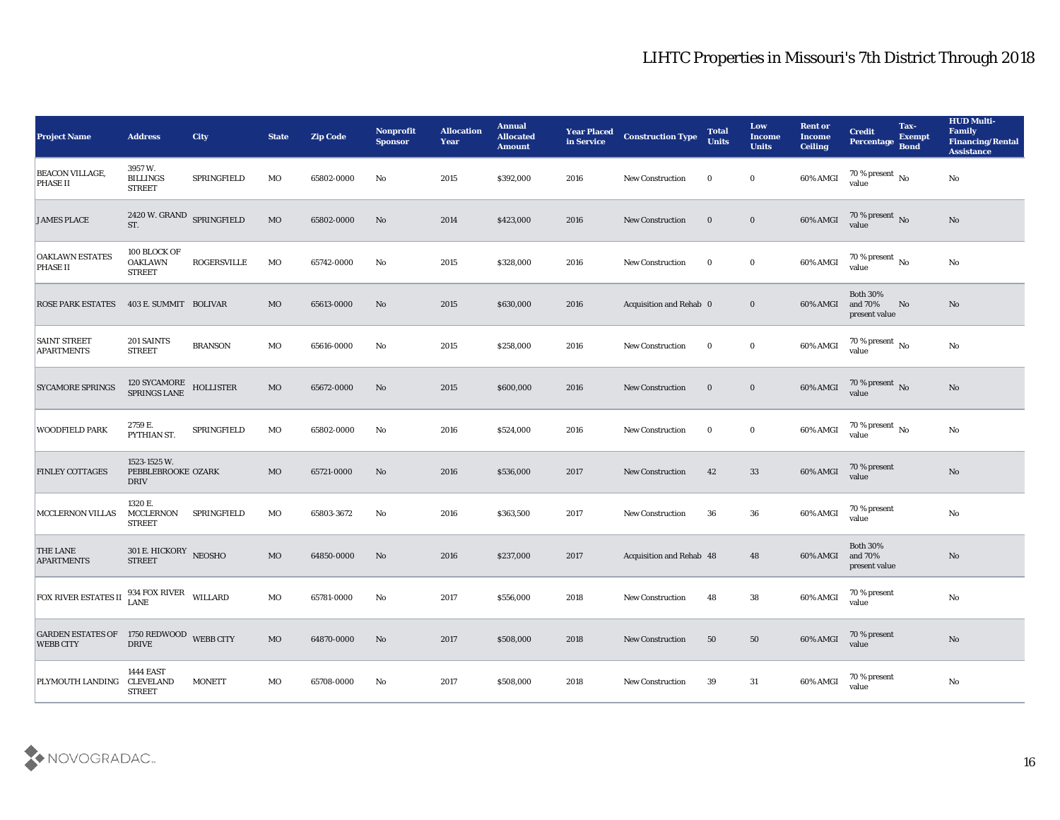# LIHTC Properties in Missouri's 7th District Through 2018

| Project Name | Address | City | State | Zip Code | Nonprofit Sponsor | Allocation Year | Annual Allocated Amount | Year Placed in Service | Construction Type | Total Units | Low Income Units | Rent or Income Ceiling | Credit Percentage | Tax-Exempt Bond | HUD Multi-Family Financing/Rental Assistance |
|---|---|---|---|---|---|---|---|---|---|---|---|---|---|---|---|
| BEACON VILLAGE, PHASE II | 3957 W. BILLINGS STREET | SPRINGFIELD | MO | 65802-0000 | No | 2015 | $392,000 | 2016 | New Construction | 0 | 0 | 60% AMGI | 70 % present value | No | No |
| JAMES PLACE | 2420 W. GRAND ST. | SPRINGFIELD | MO | 65802-0000 | No | 2014 | $423,000 | 2016 | New Construction | 0 | 0 | 60% AMGI | 70 % present value | No | No |
| OAKLAWN ESTATES PHASE II | 100 BLOCK OF OAKLAWN STREET | ROGERSVILLE | MO | 65742-0000 | No | 2015 | $328,000 | 2016 | New Construction | 0 | 0 | 60% AMGI | 70 % present value | No | No |
| ROSE PARK ESTATES | 403 E. SUMMIT | BOLIVAR | MO | 65613-0000 | No | 2015 | $630,000 | 2016 | Acquisition and Rehab | 0 | 0 | 60% AMGI | Both 30% and 70% present value | No | No |
| SAINT STREET APARTMENTS | 201 SAINTS STREET | BRANSON | MO | 65616-0000 | No | 2015 | $258,000 | 2016 | New Construction | 0 | 0 | 60% AMGI | 70 % present value | No | No |
| SYCAMORE SPRINGS | 120 SYCAMORE SPRINGS LANE | HOLLISTER | MO | 65672-0000 | No | 2015 | $600,000 | 2016 | New Construction | 0 | 0 | 60% AMGI | 70 % present value | No | No |
| WOODFIELD PARK | 2759 E. PYTHIAN ST. | SPRINGFIELD | MO | 65802-0000 | No | 2016 | $524,000 | 2016 | New Construction | 0 | 0 | 60% AMGI | 70 % present value | No | No |
| FINLEY COTTAGES | 1523-1525 W. PEBBLEBROOKE DRIV | OZARK | MO | 65721-0000 | No | 2016 | $536,000 | 2017 | New Construction | 42 | 33 | 60% AMGI | 70 % present value | | No |
| MCCLERNON VILLAS | 1320 E. MCCLERNON STREET | SPRINGFIELD | MO | 65803-3672 | No | 2016 | $363,500 | 2017 | New Construction | 36 | 36 | 60% AMGI | 70 % present value | | No |
| THE LANE APARTMENTS | 301 E. HICKORY STREET | NEOSHO | MO | 64850-0000 | No | 2016 | $237,000 | 2017 | Acquisition and Rehab | 48 | 48 | 60% AMGI | Both 30% and 70% present value | | No |
| FOX RIVER ESTATES II | 934 FOX RIVER LANE | WILLARD | MO | 65781-0000 | No | 2017 | $556,000 | 2018 | New Construction | 48 | 38 | 60% AMGI | 70 % present value | | No |
| GARDEN ESTATES OF WEBB CITY | 1750 REDWOOD DRIVE | WEBB CITY | MO | 64870-0000 | No | 2017 | $508,000 | 2018 | New Construction | 50 | 50 | 60% AMGI | 70 % present value | | No |
| PLYMOUTH LANDING | 1444 EAST CLEVELAND STREET | MONETT | MO | 65708-0000 | No | 2017 | $508,000 | 2018 | New Construction | 39 | 31 | 60% AMGI | 70 % present value | | No |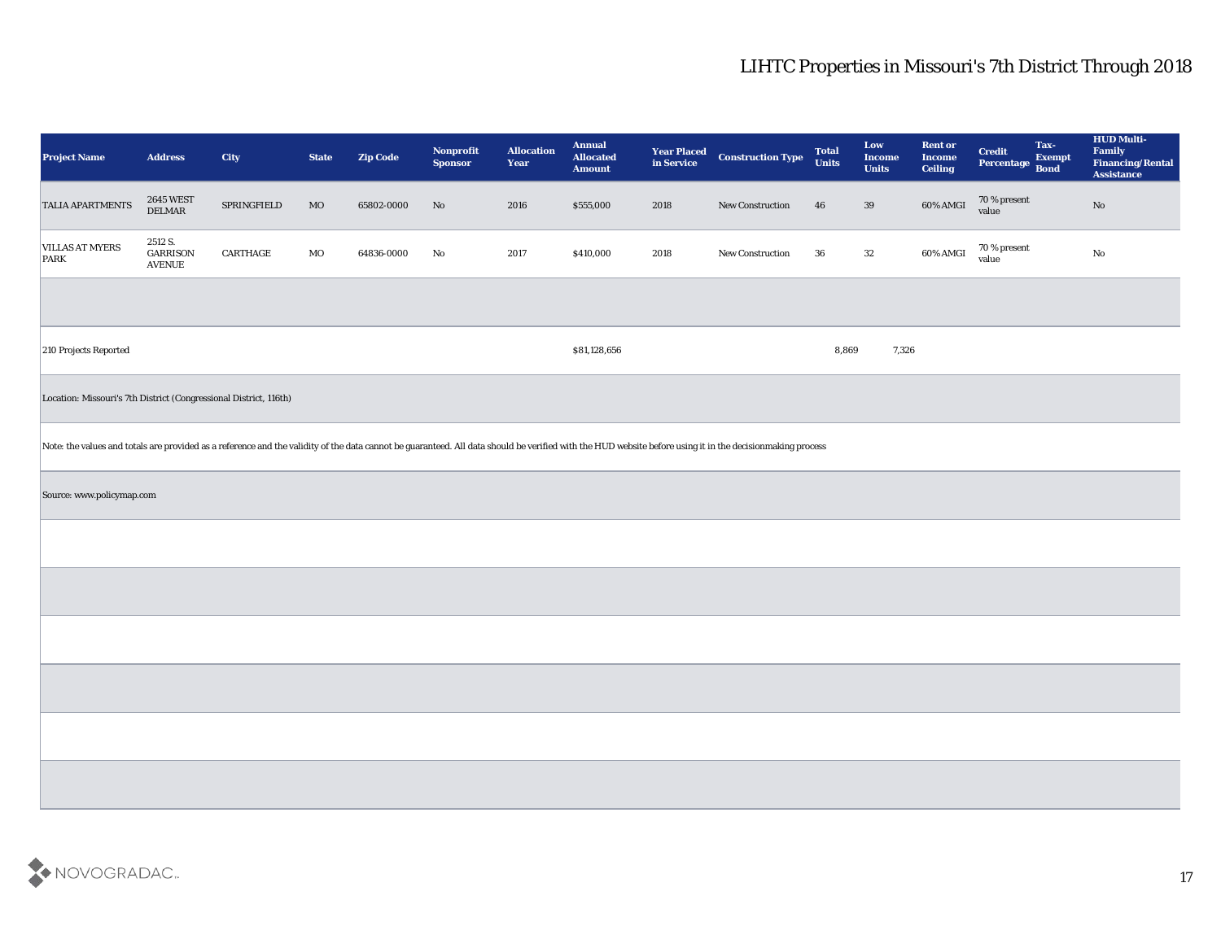# LIHTC Properties in Missouri's 7th District Through 2018

| Project Name | Address | City | State | Zip Code | Nonprofit Sponsor | Allocation Year | Annual Allocated Amount | Year Placed in Service | Construction Type | Total Units | Low Income Units | Rent or Income Ceiling | Credit Percentage | Tax-Exempt Bond | HUD Multi-Family Financing/Rental Assistance |
|---|---|---|---|---|---|---|---|---|---|---|---|---|---|---|---|
| TALIA APARTMENTS | 2645 WEST DELMAR | SPRINGFIELD | MO | 65802-0000 | No | 2016 | $555,000 | 2018 | New Construction | 46 | 39 | 60% AMGI | 70 % present value | | No |
| VILLAS AT MYERS PARK | 2512 S. GARRISON AVENUE | CARTHAGE | MO | 64836-0000 | No | 2017 | $410,000 | 2018 | New Construction | 36 | 32 | 60% AMGI | 70 % present value | | No |
| | | | | | | | | | | | | | | | |
| 210 Projects Reported | | | | | | | $81,128,656 | | | 8,869 | 7,326 | | | | |

Location: Missouri's 7th District (Congressional District, 116th)

Note: the values and totals are provided as a reference and the validity of the data cannot be guaranteed. All data should be verified with the HUD website before using it in the decisionmaking process

Source: www.policymap.com